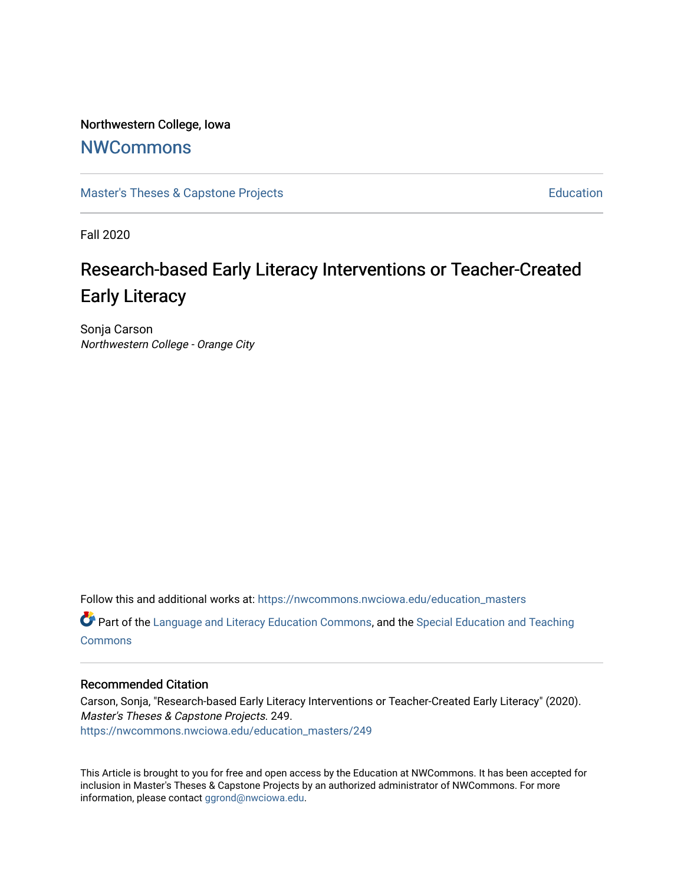Northwestern College, Iowa

# NWCommons

Master's Theses & Capstone Projects | Education

Fall 2020

## Research-based Early Literacy Interventions or Teacher-Created Early Literacy

Sonja Carson
*Northwestern College - Orange City*

Follow this and additional works at: https://nwcommons.nwciowa.edu/education_masters

Part of the Language and Literacy Education Commons, and the Special Education and Teaching Commons

### Recommended Citation

Carson, Sonja, "Research-based Early Literacy Interventions or Teacher-Created Early Literacy" (2020). *Master's Theses & Capstone Projects*. 249.
https://nwcommons.nwciowa.edu/education_masters/249

This Article is brought to you for free and open access by the Education at NWCommons. It has been accepted for inclusion in Master's Theses & Capstone Projects by an authorized administrator of NWCommons. For more information, please contact ggrond@nwciowa.edu.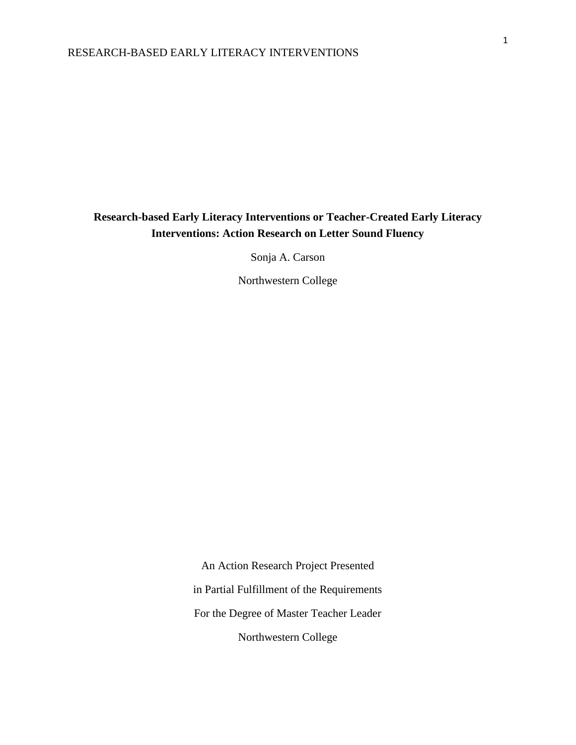**Research-based Early Literacy Interventions or Teacher-Created Early Literacy Interventions: Action Research on Letter Sound Fluency**

Sonja A. Carson

Northwestern College

An Action Research Project Presented

in Partial Fulfillment of the Requirements

For the Degree of Master Teacher Leader

Northwestern College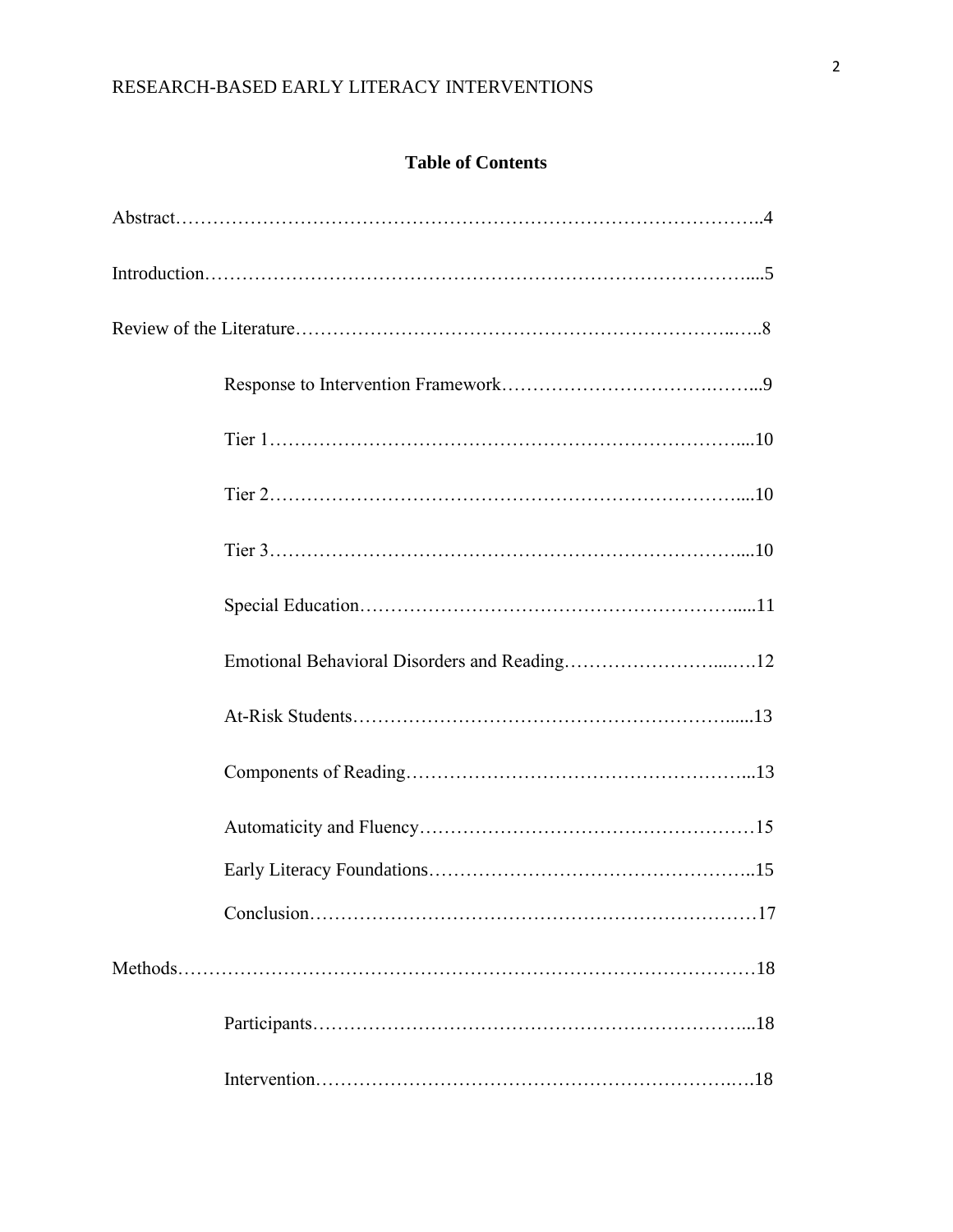**Table of Contents**

Abstract……………………………………………………………………………………..4

Introduction……………………………………………………………………………....5

Review of the Literature……………………………………………………………..…..8

Response to Intervention Framework……………………………….……...9

Tier 1……………………………………………………………………....10

Tier 2……………………………………………………………………....10

Tier 3……………………………………………………………………....10

Special Education……………………………………………………….....11

Emotional Behavioral Disorders and Reading……………………….....….12

At-Risk Students………………………………………………………......13

Components of Reading………………………………………………...13

Automaticity and Fluency………………………………………………15

Early Literacy Foundations……………………………………………..15

Conclusion………………………………………………………………17

Methods…………………………………………………………………………………18

Participants……………………………………………………………...18

Intervention…………………………………………………………….18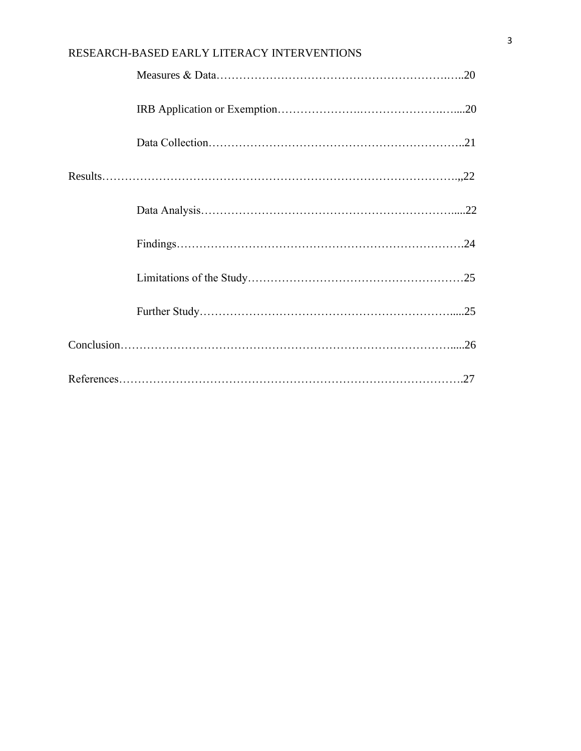Measures & Data……………………………………………………….…..20

IRB Application or Exemption………………….…………………….….....20

Data Collection…………………………………………………………..21

Results……………………………………………………………………………..,22

Data Analysis……………………………………………………….…....22

Findings………………………………………………………………….24

Limitations of the Study…………………….…………………….………25

Further Study…………………………………………………………......25

Conclusion………………………….………………………………………………......26

References……………………………………………………………………………….27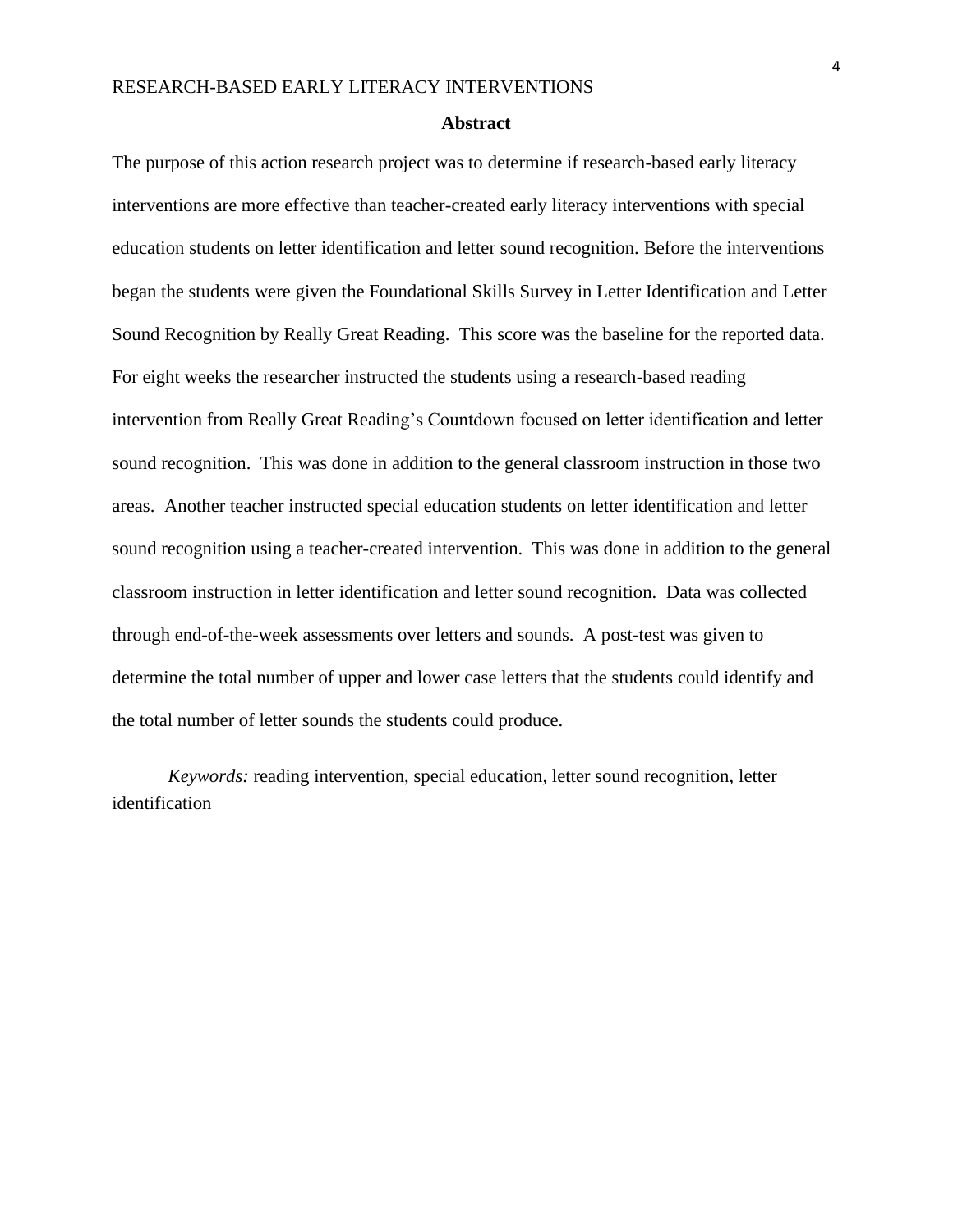## Abstract

The purpose of this action research project was to determine if research-based early literacy interventions are more effective than teacher-created early literacy interventions with special education students on letter identification and letter sound recognition. Before the interventions began the students were given the Foundational Skills Survey in Letter Identification and Letter Sound Recognition by Really Great Reading. This score was the baseline for the reported data. For eight weeks the researcher instructed the students using a research-based reading intervention from Really Great Reading's Countdown focused on letter identification and letter sound recognition. This was done in addition to the general classroom instruction in those two areas. Another teacher instructed special education students on letter identification and letter sound recognition using a teacher-created intervention. This was done in addition to the general classroom instruction in letter identification and letter sound recognition. Data was collected through end-of-the-week assessments over letters and sounds. A post-test was given to determine the total number of upper and lower case letters that the students could identify and the total number of letter sounds the students could produce.

*Keywords:* reading intervention, special education, letter sound recognition, letter identification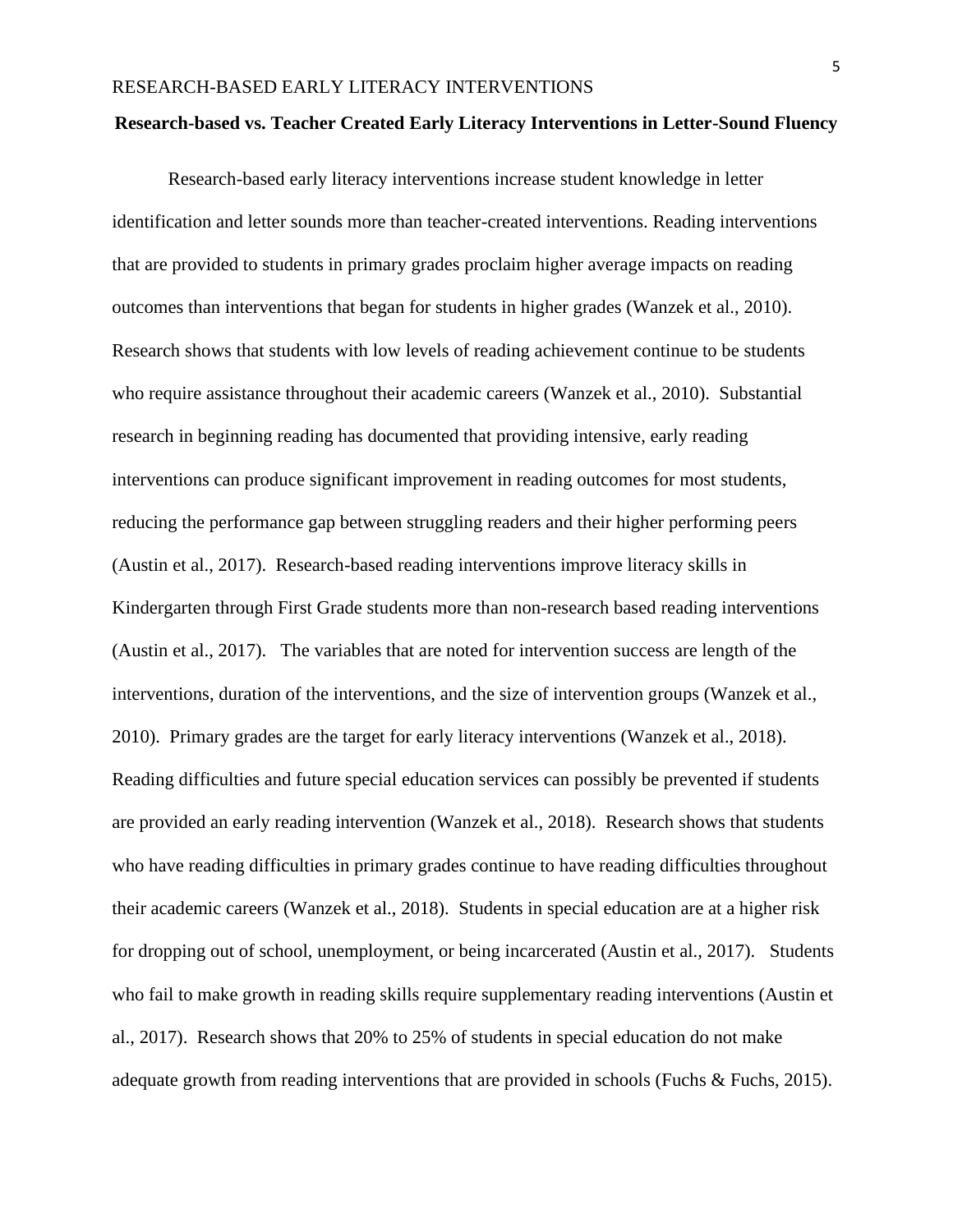## Research-based vs. Teacher Created Early Literacy Interventions in Letter-Sound Fluency

Research-based early literacy interventions increase student knowledge in letter identification and letter sounds more than teacher-created interventions. Reading interventions that are provided to students in primary grades proclaim higher average impacts on reading outcomes than interventions that began for students in higher grades (Wanzek et al., 2010). Research shows that students with low levels of reading achievement continue to be students who require assistance throughout their academic careers (Wanzek et al., 2010). Substantial research in beginning reading has documented that providing intensive, early reading interventions can produce significant improvement in reading outcomes for most students, reducing the performance gap between struggling readers and their higher performing peers (Austin et al., 2017). Research-based reading interventions improve literacy skills in Kindergarten through First Grade students more than non-research based reading interventions (Austin et al., 2017). The variables that are noted for intervention success are length of the interventions, duration of the interventions, and the size of intervention groups (Wanzek et al., 2010). Primary grades are the target for early literacy interventions (Wanzek et al., 2018). Reading difficulties and future special education services can possibly be prevented if students are provided an early reading intervention (Wanzek et al., 2018). Research shows that students who have reading difficulties in primary grades continue to have reading difficulties throughout their academic careers (Wanzek et al., 2018). Students in special education are at a higher risk for dropping out of school, unemployment, or being incarcerated (Austin et al., 2017). Students who fail to make growth in reading skills require supplementary reading interventions (Austin et al., 2017). Research shows that 20% to 25% of students in special education do not make adequate growth from reading interventions that are provided in schools (Fuchs & Fuchs, 2015).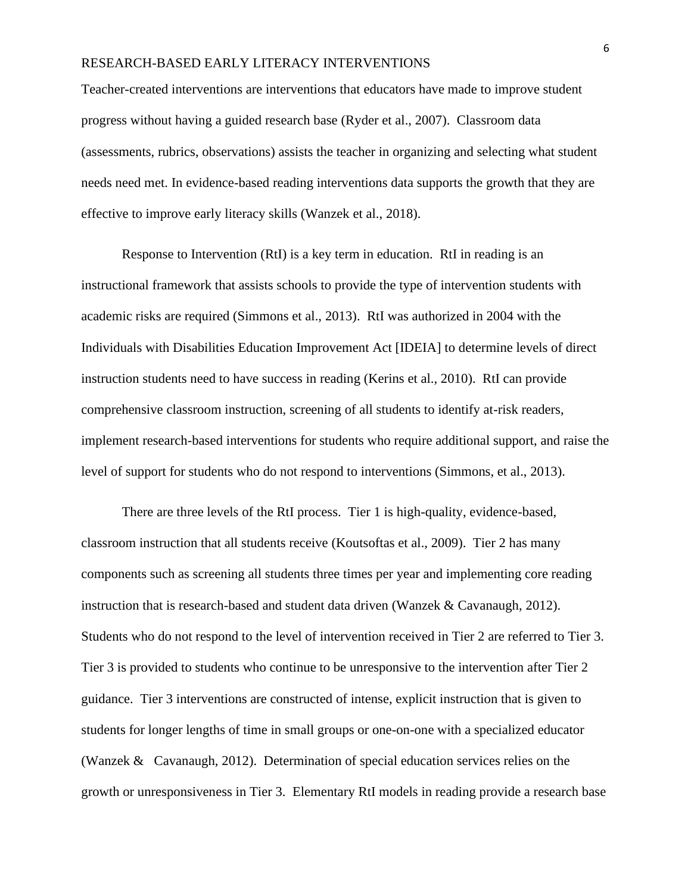Teacher-created interventions are interventions that educators have made to improve student progress without having a guided research base (Ryder et al., 2007). Classroom data (assessments, rubrics, observations) assists the teacher in organizing and selecting what student needs need met. In evidence-based reading interventions data supports the growth that they are effective to improve early literacy skills (Wanzek et al., 2018).

Response to Intervention (RtI) is a key term in education. RtI in reading is an instructional framework that assists schools to provide the type of intervention students with academic risks are required (Simmons et al., 2013). RtI was authorized in 2004 with the Individuals with Disabilities Education Improvement Act [IDEIA] to determine levels of direct instruction students need to have success in reading (Kerins et al., 2010). RtI can provide comprehensive classroom instruction, screening of all students to identify at-risk readers, implement research-based interventions for students who require additional support, and raise the level of support for students who do not respond to interventions (Simmons, et al., 2013).

There are three levels of the RtI process. Tier 1 is high-quality, evidence-based, classroom instruction that all students receive (Koutsoftas et al., 2009). Tier 2 has many components such as screening all students three times per year and implementing core reading instruction that is research-based and student data driven (Wanzek & Cavanaugh, 2012). Students who do not respond to the level of intervention received in Tier 2 are referred to Tier 3. Tier 3 is provided to students who continue to be unresponsive to the intervention after Tier 2 guidance. Tier 3 interventions are constructed of intense, explicit instruction that is given to students for longer lengths of time in small groups or one-on-one with a specialized educator (Wanzek & Cavanaugh, 2012). Determination of special education services relies on the growth or unresponsiveness in Tier 3. Elementary RtI models in reading provide a research base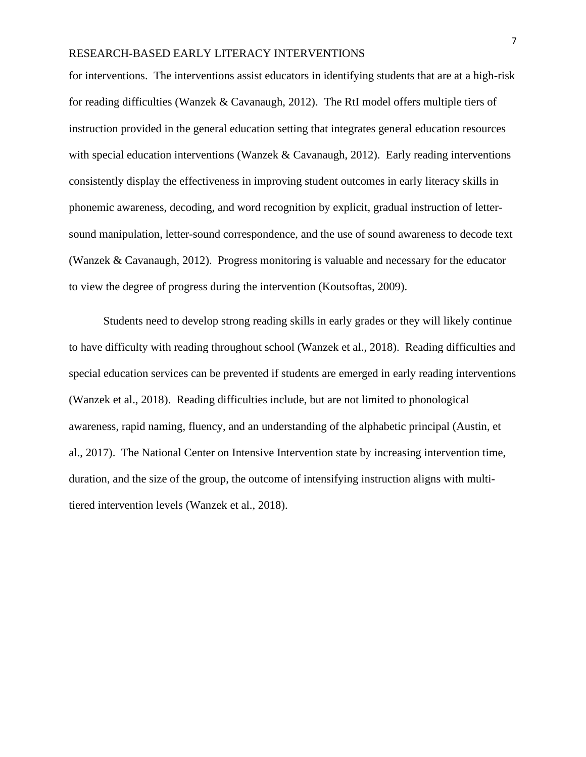for interventions. The interventions assist educators in identifying students that are at a high-risk for reading difficulties (Wanzek & Cavanaugh, 2012). The RtI model offers multiple tiers of instruction provided in the general education setting that integrates general education resources with special education interventions (Wanzek & Cavanaugh, 2012). Early reading interventions consistently display the effectiveness in improving student outcomes in early literacy skills in phonemic awareness, decoding, and word recognition by explicit, gradual instruction of letter-sound manipulation, letter-sound correspondence, and the use of sound awareness to decode text (Wanzek & Cavanaugh, 2012). Progress monitoring is valuable and necessary for the educator to view the degree of progress during the intervention (Koutsoftas, 2009).

Students need to develop strong reading skills in early grades or they will likely continue to have difficulty with reading throughout school (Wanzek et al., 2018). Reading difficulties and special education services can be prevented if students are emerged in early reading interventions (Wanzek et al., 2018). Reading difficulties include, but are not limited to phonological awareness, rapid naming, fluency, and an understanding of the alphabetic principal (Austin, et al., 2017). The National Center on Intensive Intervention state by increasing intervention time, duration, and the size of the group, the outcome of intensifying instruction aligns with multi-tiered intervention levels (Wanzek et al., 2018).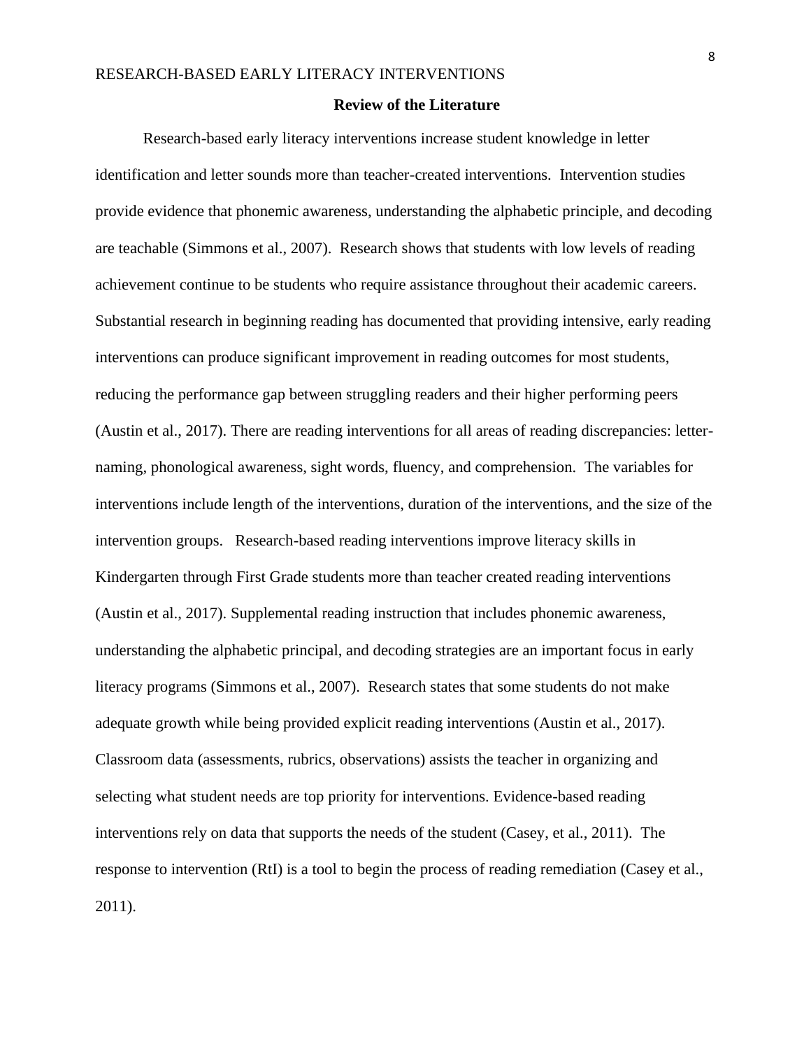## Review of the Literature

Research-based early literacy interventions increase student knowledge in letter identification and letter sounds more than teacher-created interventions. Intervention studies provide evidence that phonemic awareness, understanding the alphabetic principle, and decoding are teachable (Simmons et al., 2007). Research shows that students with low levels of reading achievement continue to be students who require assistance throughout their academic careers. Substantial research in beginning reading has documented that providing intensive, early reading interventions can produce significant improvement in reading outcomes for most students, reducing the performance gap between struggling readers and their higher performing peers (Austin et al., 2017). There are reading interventions for all areas of reading discrepancies: letter-naming, phonological awareness, sight words, fluency, and comprehension. The variables for interventions include length of the interventions, duration of the interventions, and the size of the intervention groups. Research-based reading interventions improve literacy skills in Kindergarten through First Grade students more than teacher created reading interventions (Austin et al., 2017). Supplemental reading instruction that includes phonemic awareness, understanding the alphabetic principal, and decoding strategies are an important focus in early literacy programs (Simmons et al., 2007). Research states that some students do not make adequate growth while being provided explicit reading interventions (Austin et al., 2017). Classroom data (assessments, rubrics, observations) assists the teacher in organizing and selecting what student needs are top priority for interventions. Evidence-based reading interventions rely on data that supports the needs of the student (Casey, et al., 2011). The response to intervention (RtI) is a tool to begin the process of reading remediation (Casey et al., 2011).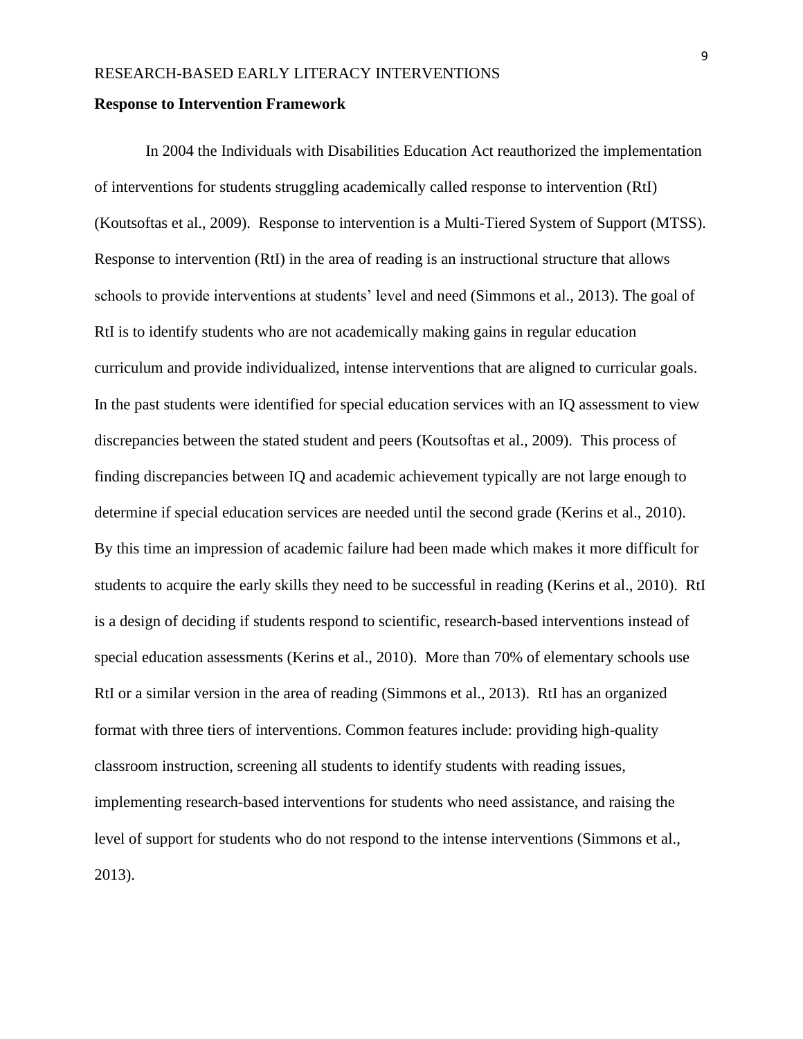## Response to Intervention Framework

In 2004 the Individuals with Disabilities Education Act reauthorized the implementation of interventions for students struggling academically called response to intervention (RtI) (Koutsoftas et al., 2009). Response to intervention is a Multi-Tiered System of Support (MTSS). Response to intervention (RtI) in the area of reading is an instructional structure that allows schools to provide interventions at students' level and need (Simmons et al., 2013). The goal of RtI is to identify students who are not academically making gains in regular education curriculum and provide individualized, intense interventions that are aligned to curricular goals. In the past students were identified for special education services with an IQ assessment to view discrepancies between the stated student and peers (Koutsoftas et al., 2009). This process of finding discrepancies between IQ and academic achievement typically are not large enough to determine if special education services are needed until the second grade (Kerins et al., 2010). By this time an impression of academic failure had been made which makes it more difficult for students to acquire the early skills they need to be successful in reading (Kerins et al., 2010). RtI is a design of deciding if students respond to scientific, research-based interventions instead of special education assessments (Kerins et al., 2010). More than 70% of elementary schools use RtI or a similar version in the area of reading (Simmons et al., 2013). RtI has an organized format with three tiers of interventions. Common features include: providing high-quality classroom instruction, screening all students to identify students with reading issues, implementing research-based interventions for students who need assistance, and raising the level of support for students who do not respond to the intense interventions (Simmons et al., 2013).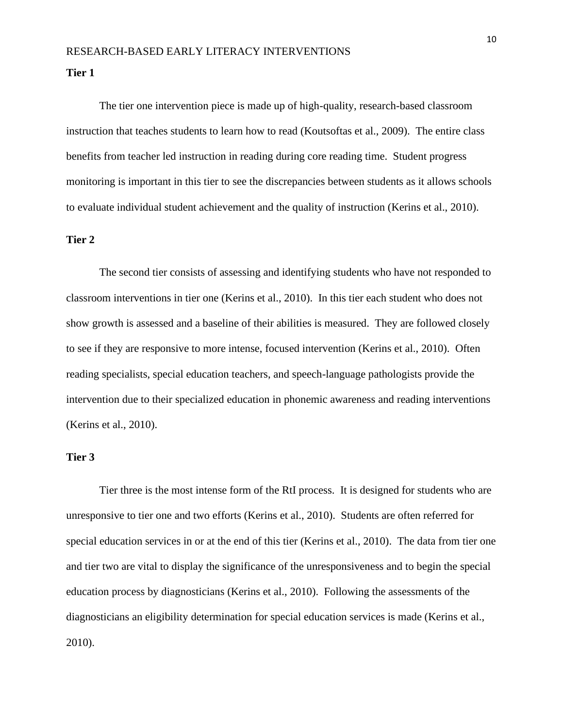## Tier 1

The tier one intervention piece is made up of high-quality, research-based classroom instruction that teaches students to learn how to read (Koutsoftas et al., 2009). The entire class benefits from teacher led instruction in reading during core reading time. Student progress monitoring is important in this tier to see the discrepancies between students as it allows schools to evaluate individual student achievement and the quality of instruction (Kerins et al., 2010).

## Tier 2

The second tier consists of assessing and identifying students who have not responded to classroom interventions in tier one (Kerins et al., 2010). In this tier each student who does not show growth is assessed and a baseline of their abilities is measured. They are followed closely to see if they are responsive to more intense, focused intervention (Kerins et al., 2010). Often reading specialists, special education teachers, and speech-language pathologists provide the intervention due to their specialized education in phonemic awareness and reading interventions (Kerins et al., 2010).

## Tier 3

Tier three is the most intense form of the RtI process. It is designed for students who are unresponsive to tier one and two efforts (Kerins et al., 2010). Students are often referred for special education services in or at the end of this tier (Kerins et al., 2010). The data from tier one and tier two are vital to display the significance of the unresponsiveness and to begin the special education process by diagnosticians (Kerins et al., 2010). Following the assessments of the diagnosticians an eligibility determination for special education services is made (Kerins et al., 2010).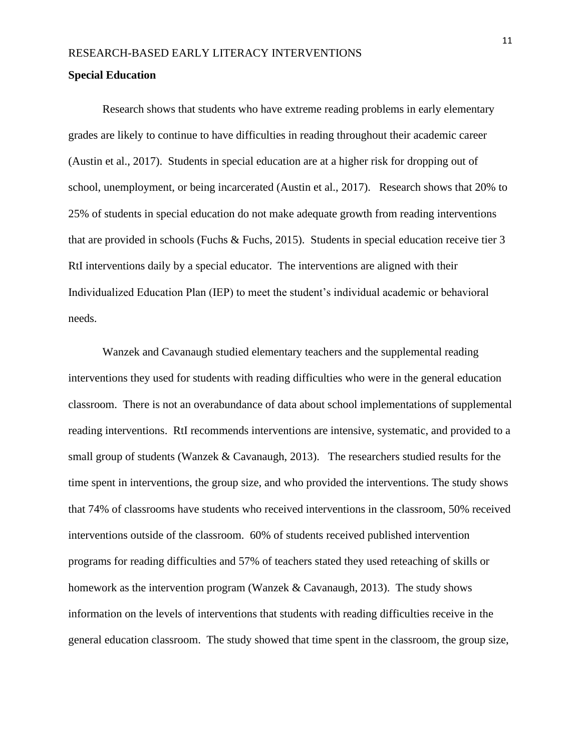## Special Education

Research shows that students who have extreme reading problems in early elementary grades are likely to continue to have difficulties in reading throughout their academic career (Austin et al., 2017). Students in special education are at a higher risk for dropping out of school, unemployment, or being incarcerated (Austin et al., 2017). Research shows that 20% to 25% of students in special education do not make adequate growth from reading interventions that are provided in schools (Fuchs & Fuchs, 2015). Students in special education receive tier 3 RtI interventions daily by a special educator. The interventions are aligned with their Individualized Education Plan (IEP) to meet the student's individual academic or behavioral needs.

Wanzek and Cavanaugh studied elementary teachers and the supplemental reading interventions they used for students with reading difficulties who were in the general education classroom. There is not an overabundance of data about school implementations of supplemental reading interventions. RtI recommends interventions are intensive, systematic, and provided to a small group of students (Wanzek & Cavanaugh, 2013). The researchers studied results for the time spent in interventions, the group size, and who provided the interventions. The study shows that 74% of classrooms have students who received interventions in the classroom, 50% received interventions outside of the classroom. 60% of students received published intervention programs for reading difficulties and 57% of teachers stated they used reteaching of skills or homework as the intervention program (Wanzek & Cavanaugh, 2013). The study shows information on the levels of interventions that students with reading difficulties receive in the general education classroom. The study showed that time spent in the classroom, the group size,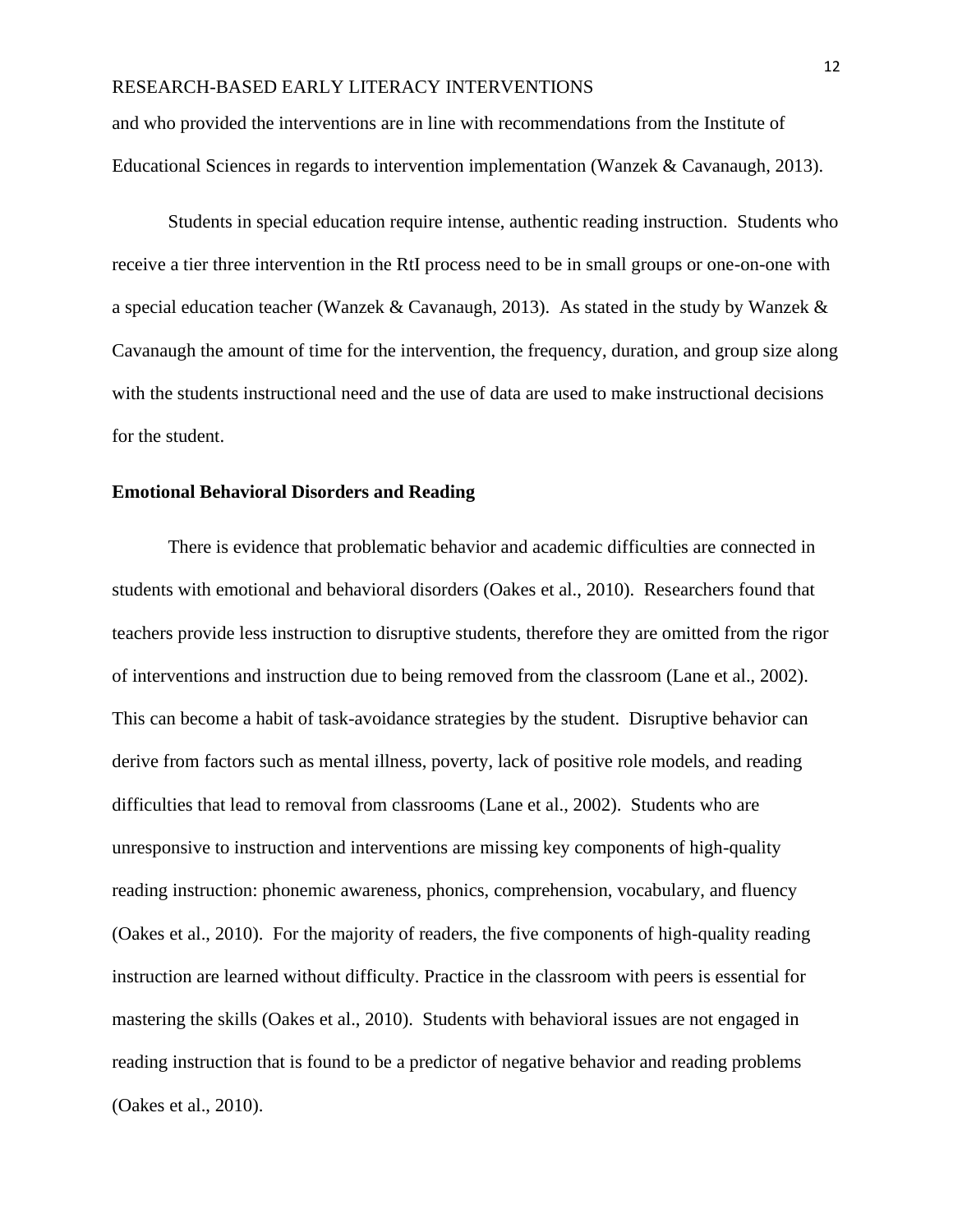and who provided the interventions are in line with recommendations from the Institute of Educational Sciences in regards to intervention implementation (Wanzek & Cavanaugh, 2013).

Students in special education require intense, authentic reading instruction. Students who receive a tier three intervention in the RtI process need to be in small groups or one-on-one with a special education teacher (Wanzek & Cavanaugh, 2013). As stated in the study by Wanzek & Cavanaugh the amount of time for the intervention, the frequency, duration, and group size along with the students instructional need and the use of data are used to make instructional decisions for the student.

**Emotional Behavioral Disorders and Reading**

There is evidence that problematic behavior and academic difficulties are connected in students with emotional and behavioral disorders (Oakes et al., 2010). Researchers found that teachers provide less instruction to disruptive students, therefore they are omitted from the rigor of interventions and instruction due to being removed from the classroom (Lane et al., 2002). This can become a habit of task-avoidance strategies by the student. Disruptive behavior can derive from factors such as mental illness, poverty, lack of positive role models, and reading difficulties that lead to removal from classrooms (Lane et al., 2002). Students who are unresponsive to instruction and interventions are missing key components of high-quality reading instruction: phonemic awareness, phonics, comprehension, vocabulary, and fluency (Oakes et al., 2010). For the majority of readers, the five components of high-quality reading instruction are learned without difficulty. Practice in the classroom with peers is essential for mastering the skills (Oakes et al., 2010). Students with behavioral issues are not engaged in reading instruction that is found to be a predictor of negative behavior and reading problems (Oakes et al., 2010).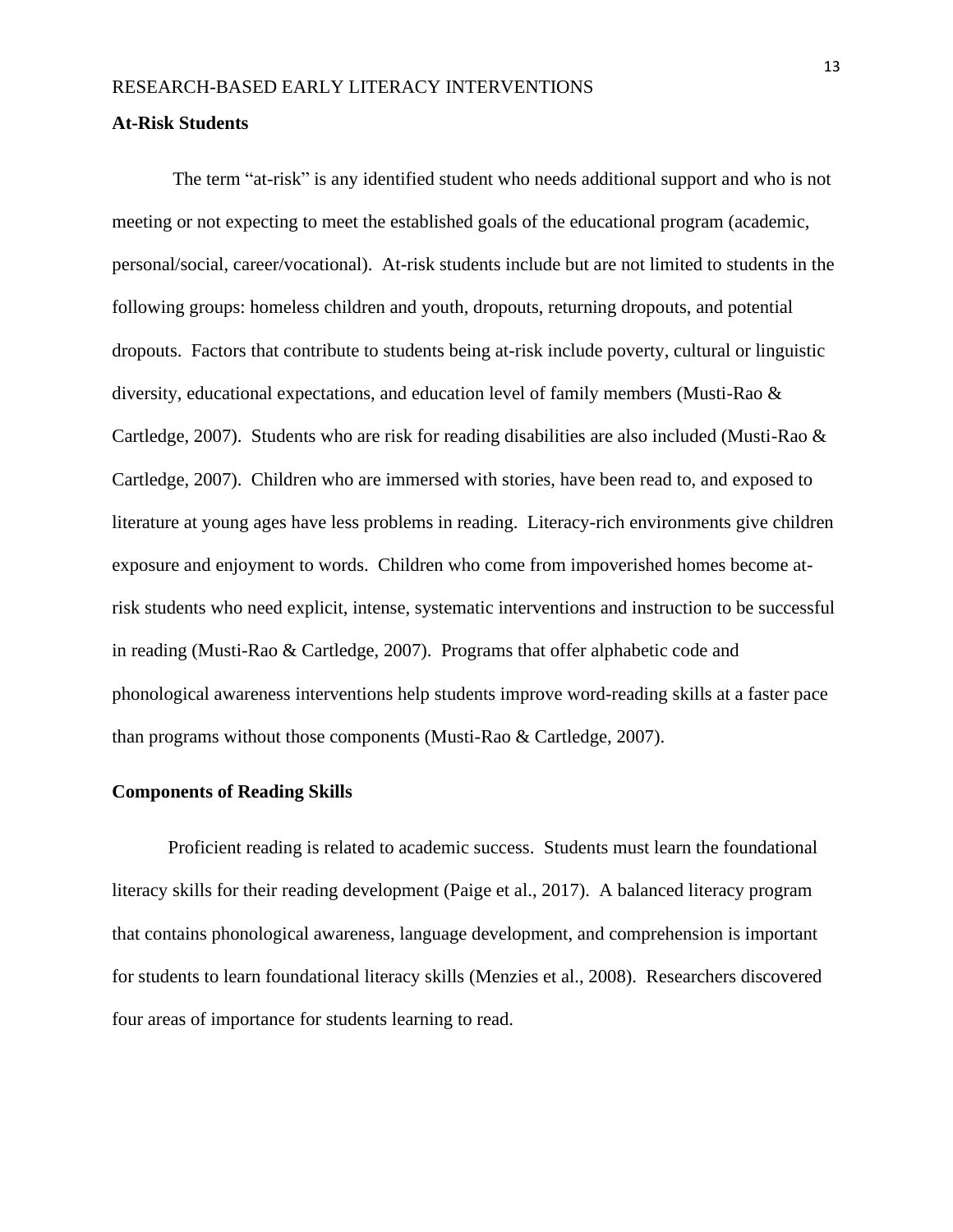**At-Risk Students**

The term "at-risk" is any identified student who needs additional support and who is not meeting or not expecting to meet the established goals of the educational program (academic, personal/social, career/vocational). At-risk students include but are not limited to students in the following groups: homeless children and youth, dropouts, returning dropouts, and potential dropouts. Factors that contribute to students being at-risk include poverty, cultural or linguistic diversity, educational expectations, and education level of family members (Musti-Rao & Cartledge, 2007). Students who are risk for reading disabilities are also included (Musti-Rao & Cartledge, 2007). Children who are immersed with stories, have been read to, and exposed to literature at young ages have less problems in reading. Literacy-rich environments give children exposure and enjoyment to words. Children who come from impoverished homes become at-risk students who need explicit, intense, systematic interventions and instruction to be successful in reading (Musti-Rao & Cartledge, 2007). Programs that offer alphabetic code and phonological awareness interventions help students improve word-reading skills at a faster pace than programs without those components (Musti-Rao & Cartledge, 2007).

**Components of Reading Skills**

Proficient reading is related to academic success. Students must learn the foundational literacy skills for their reading development (Paige et al., 2017). A balanced literacy program that contains phonological awareness, language development, and comprehension is important for students to learn foundational literacy skills (Menzies et al., 2008). Researchers discovered four areas of importance for students learning to read.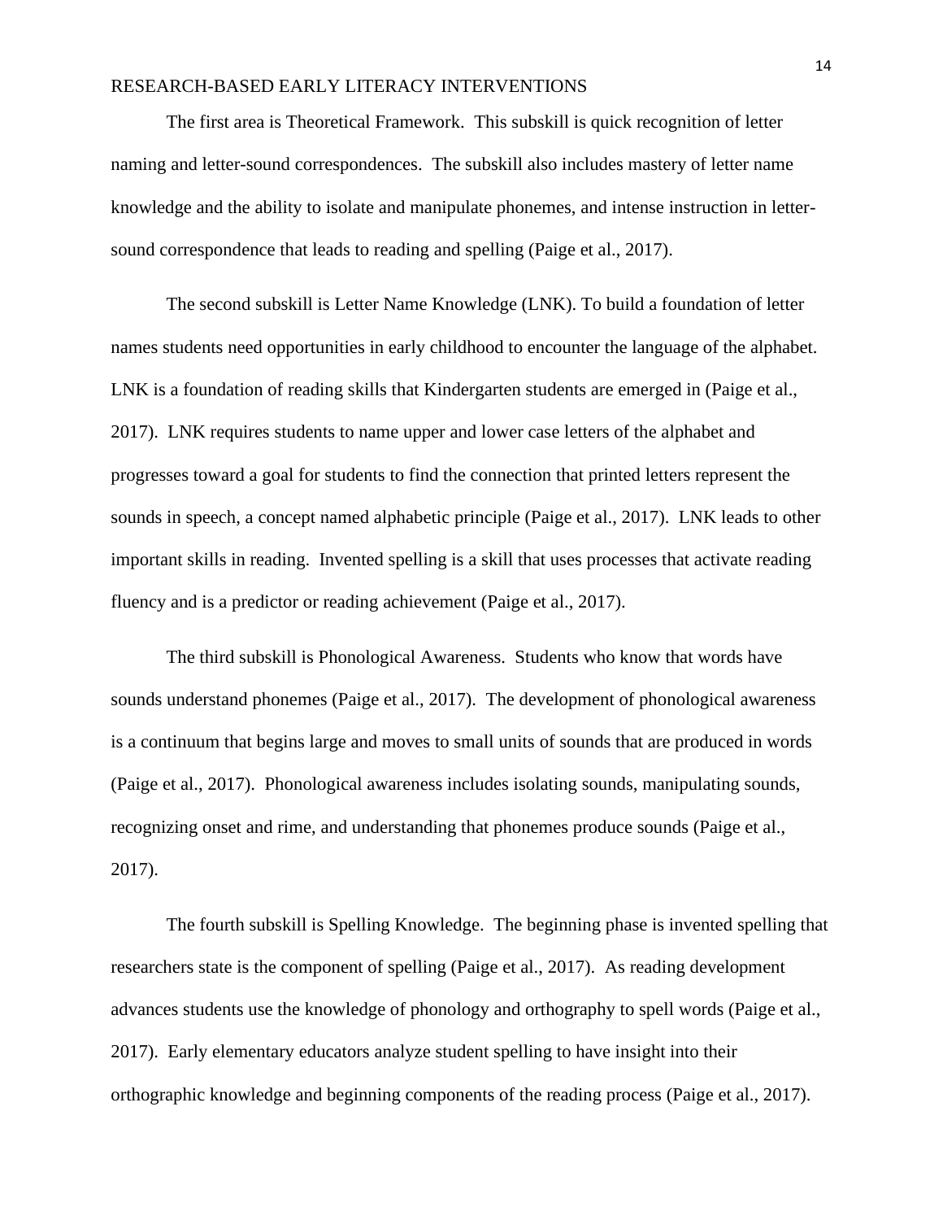The first area is Theoretical Framework. This subskill is quick recognition of letter naming and letter-sound correspondences. The subskill also includes mastery of letter name knowledge and the ability to isolate and manipulate phonemes, and intense instruction in letter-sound correspondence that leads to reading and spelling (Paige et al., 2017).

The second subskill is Letter Name Knowledge (LNK). To build a foundation of letter names students need opportunities in early childhood to encounter the language of the alphabet. LNK is a foundation of reading skills that Kindergarten students are emerged in (Paige et al., 2017). LNK requires students to name upper and lower case letters of the alphabet and progresses toward a goal for students to find the connection that printed letters represent the sounds in speech, a concept named alphabetic principle (Paige et al., 2017). LNK leads to other important skills in reading. Invented spelling is a skill that uses processes that activate reading fluency and is a predictor or reading achievement (Paige et al., 2017).

The third subskill is Phonological Awareness. Students who know that words have sounds understand phonemes (Paige et al., 2017). The development of phonological awareness is a continuum that begins large and moves to small units of sounds that are produced in words (Paige et al., 2017). Phonological awareness includes isolating sounds, manipulating sounds, recognizing onset and rime, and understanding that phonemes produce sounds (Paige et al., 2017).

The fourth subskill is Spelling Knowledge. The beginning phase is invented spelling that researchers state is the component of spelling (Paige et al., 2017). As reading development advances students use the knowledge of phonology and orthography to spell words (Paige et al., 2017). Early elementary educators analyze student spelling to have insight into their orthographic knowledge and beginning components of the reading process (Paige et al., 2017).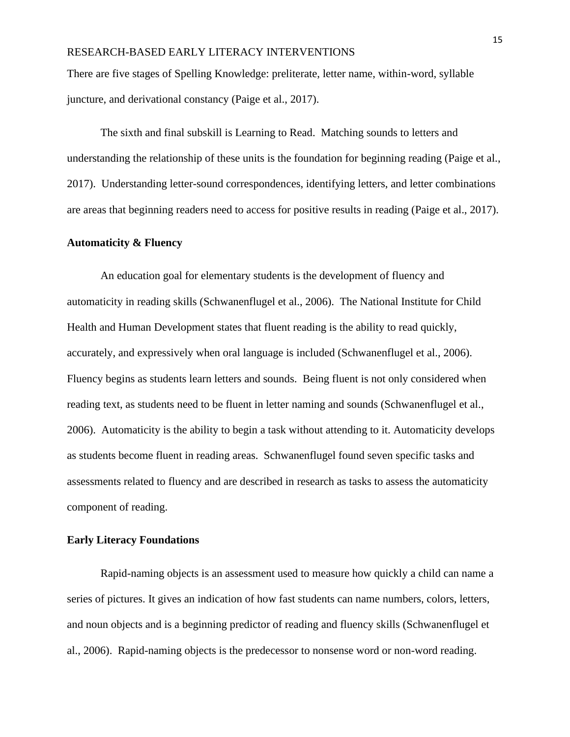There are five stages of Spelling Knowledge: preliterate, letter name, within-word, syllable juncture, and derivational constancy (Paige et al., 2017).

The sixth and final subskill is Learning to Read. Matching sounds to letters and understanding the relationship of these units is the foundation for beginning reading (Paige et al., 2017). Understanding letter-sound correspondences, identifying letters, and letter combinations are areas that beginning readers need to access for positive results in reading (Paige et al., 2017).

**Automaticity & Fluency**

An education goal for elementary students is the development of fluency and automaticity in reading skills (Schwanenflugel et al., 2006). The National Institute for Child Health and Human Development states that fluent reading is the ability to read quickly, accurately, and expressively when oral language is included (Schwanenflugel et al., 2006). Fluency begins as students learn letters and sounds. Being fluent is not only considered when reading text, as students need to be fluent in letter naming and sounds (Schwanenflugel et al., 2006). Automaticity is the ability to begin a task without attending to it. Automaticity develops as students become fluent in reading areas. Schwanenflugel found seven specific tasks and assessments related to fluency and are described in research as tasks to assess the automaticity component of reading.

**Early Literacy Foundations**

Rapid-naming objects is an assessment used to measure how quickly a child can name a series of pictures. It gives an indication of how fast students can name numbers, colors, letters, and noun objects and is a beginning predictor of reading and fluency skills (Schwanenflugel et al., 2006). Rapid-naming objects is the predecessor to nonsense word or non-word reading.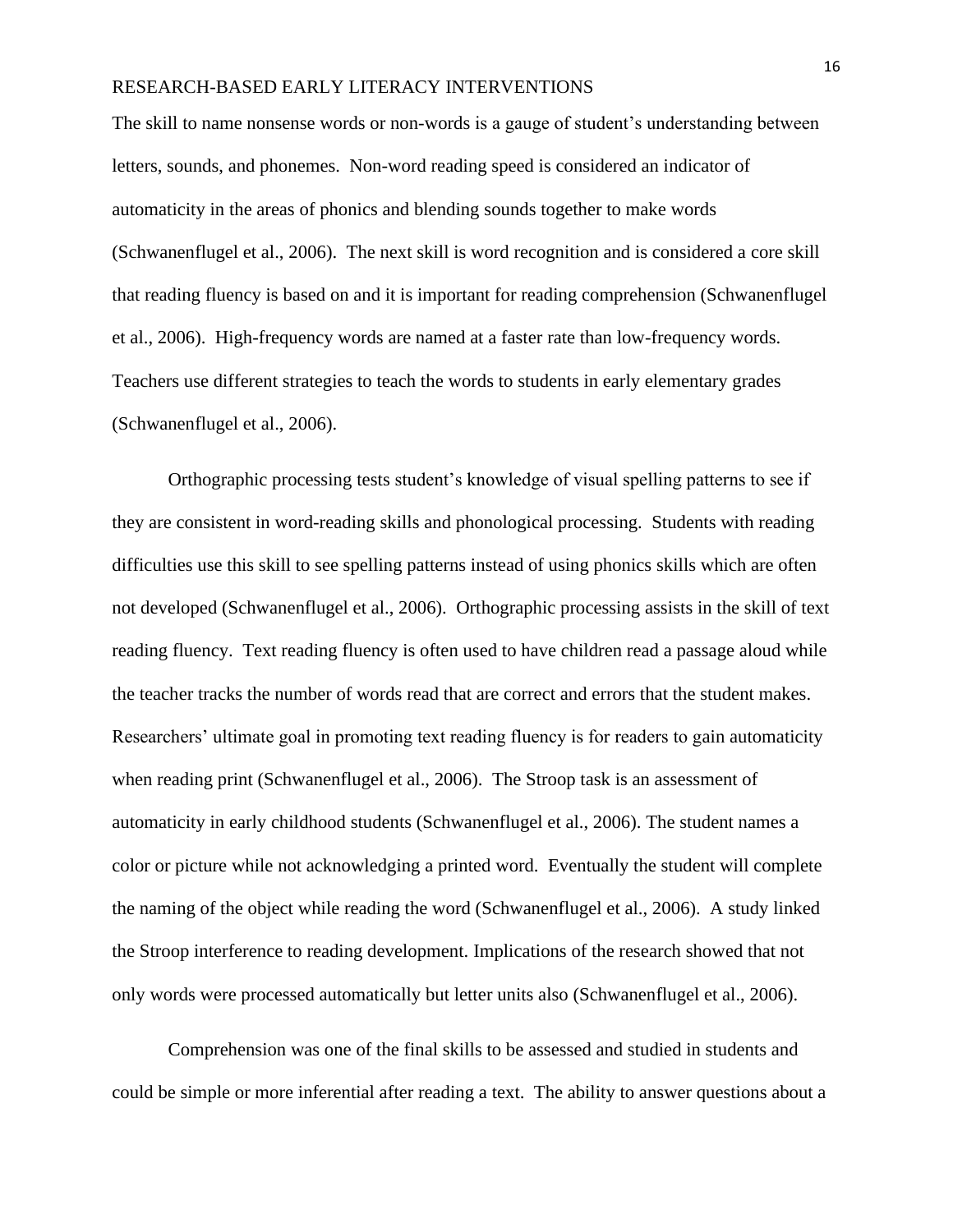The skill to name nonsense words or non-words is a gauge of student's understanding between letters, sounds, and phonemes. Non-word reading speed is considered an indicator of automaticity in the areas of phonics and blending sounds together to make words (Schwanenflugel et al., 2006). The next skill is word recognition and is considered a core skill that reading fluency is based on and it is important for reading comprehension (Schwanenflugel et al., 2006). High-frequency words are named at a faster rate than low-frequency words. Teachers use different strategies to teach the words to students in early elementary grades (Schwanenflugel et al., 2006).

Orthographic processing tests student's knowledge of visual spelling patterns to see if they are consistent in word-reading skills and phonological processing. Students with reading difficulties use this skill to see spelling patterns instead of using phonics skills which are often not developed (Schwanenflugel et al., 2006). Orthographic processing assists in the skill of text reading fluency. Text reading fluency is often used to have children read a passage aloud while the teacher tracks the number of words read that are correct and errors that the student makes. Researchers' ultimate goal in promoting text reading fluency is for readers to gain automaticity when reading print (Schwanenflugel et al., 2006). The Stroop task is an assessment of automaticity in early childhood students (Schwanenflugel et al., 2006). The student names a color or picture while not acknowledging a printed word. Eventually the student will complete the naming of the object while reading the word (Schwanenflugel et al., 2006). A study linked the Stroop interference to reading development. Implications of the research showed that not only words were processed automatically but letter units also (Schwanenflugel et al., 2006).

Comprehension was one of the final skills to be assessed and studied in students and could be simple or more inferential after reading a text. The ability to answer questions about a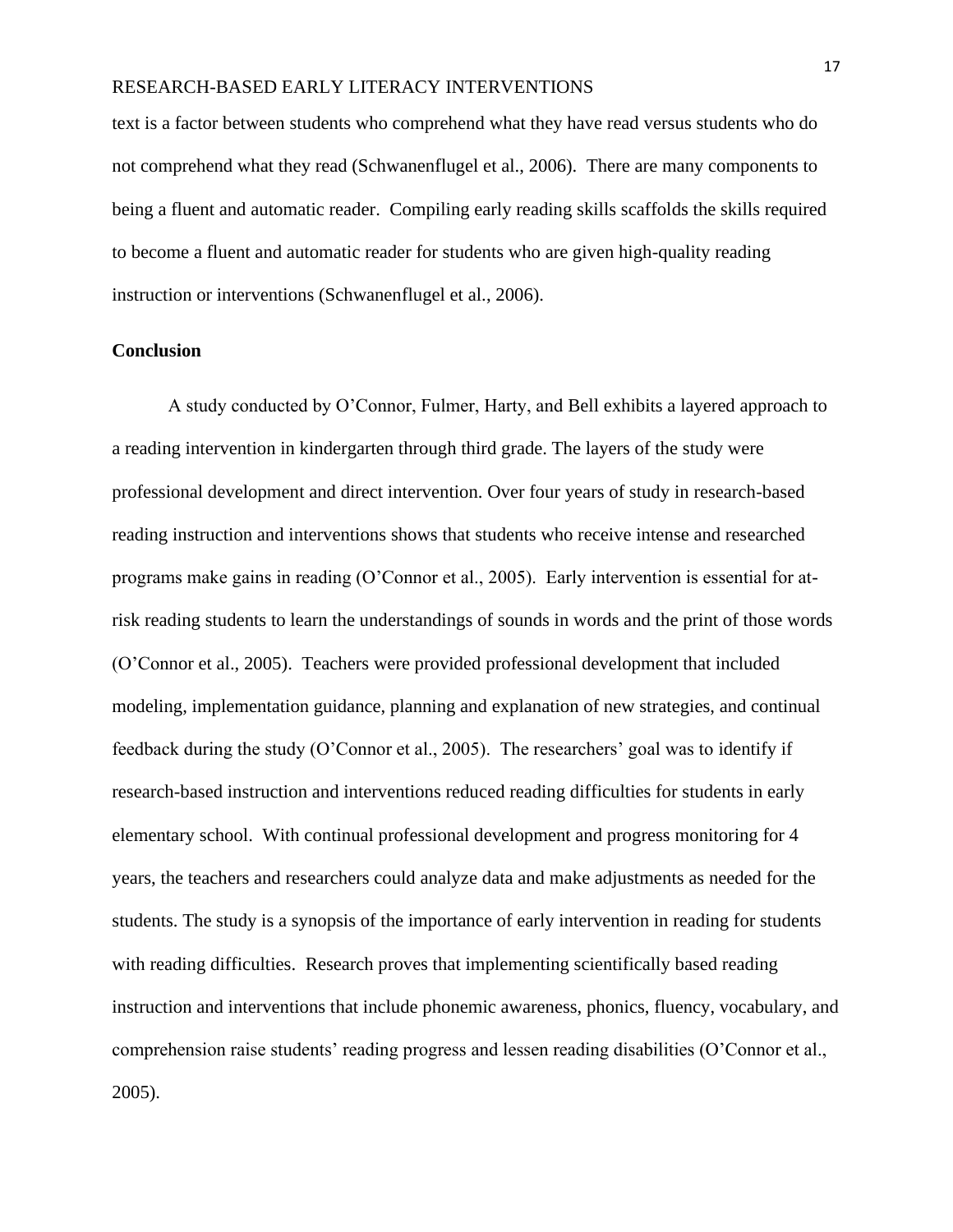text is a factor between students who comprehend what they have read versus students who do not comprehend what they read (Schwanenflugel et al., 2006). There are many components to being a fluent and automatic reader. Compiling early reading skills scaffolds the skills required to become a fluent and automatic reader for students who are given high-quality reading instruction or interventions (Schwanenflugel et al., 2006).

## Conclusion

A study conducted by O'Connor, Fulmer, Harty, and Bell exhibits a layered approach to a reading intervention in kindergarten through third grade. The layers of the study were professional development and direct intervention. Over four years of study in research-based reading instruction and interventions shows that students who receive intense and researched programs make gains in reading (O'Connor et al., 2005). Early intervention is essential for at-risk reading students to learn the understandings of sounds in words and the print of those words (O'Connor et al., 2005). Teachers were provided professional development that included modeling, implementation guidance, planning and explanation of new strategies, and continual feedback during the study (O'Connor et al., 2005). The researchers' goal was to identify if research-based instruction and interventions reduced reading difficulties for students in early elementary school. With continual professional development and progress monitoring for 4 years, the teachers and researchers could analyze data and make adjustments as needed for the students. The study is a synopsis of the importance of early intervention in reading for students with reading difficulties. Research proves that implementing scientifically based reading instruction and interventions that include phonemic awareness, phonics, fluency, vocabulary, and comprehension raise students' reading progress and lessen reading disabilities (O'Connor et al., 2005).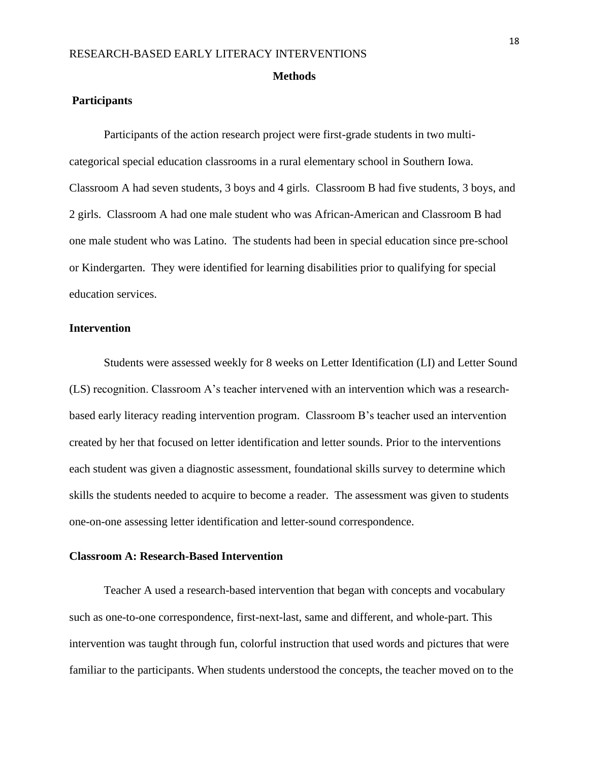## Methods

### Participants

Participants of the action research project were first-grade students in two multi-categorical special education classrooms in a rural elementary school in Southern Iowa. Classroom A had seven students, 3 boys and 4 girls. Classroom B had five students, 3 boys, and 2 girls. Classroom A had one male student who was African-American and Classroom B had one male student who was Latino. The students had been in special education since pre-school or Kindergarten. They were identified for learning disabilities prior to qualifying for special education services.

### Intervention

Students were assessed weekly for 8 weeks on Letter Identification (LI) and Letter Sound (LS) recognition. Classroom A's teacher intervened with an intervention which was a research-based early literacy reading intervention program. Classroom B's teacher used an intervention created by her that focused on letter identification and letter sounds. Prior to the interventions each student was given a diagnostic assessment, foundational skills survey to determine which skills the students needed to acquire to become a reader. The assessment was given to students one-on-one assessing letter identification and letter-sound correspondence.

### Classroom A: Research-Based Intervention

Teacher A used a research-based intervention that began with concepts and vocabulary such as one-to-one correspondence, first-next-last, same and different, and whole-part. This intervention was taught through fun, colorful instruction that used words and pictures that were familiar to the participants. When students understood the concepts, the teacher moved on to the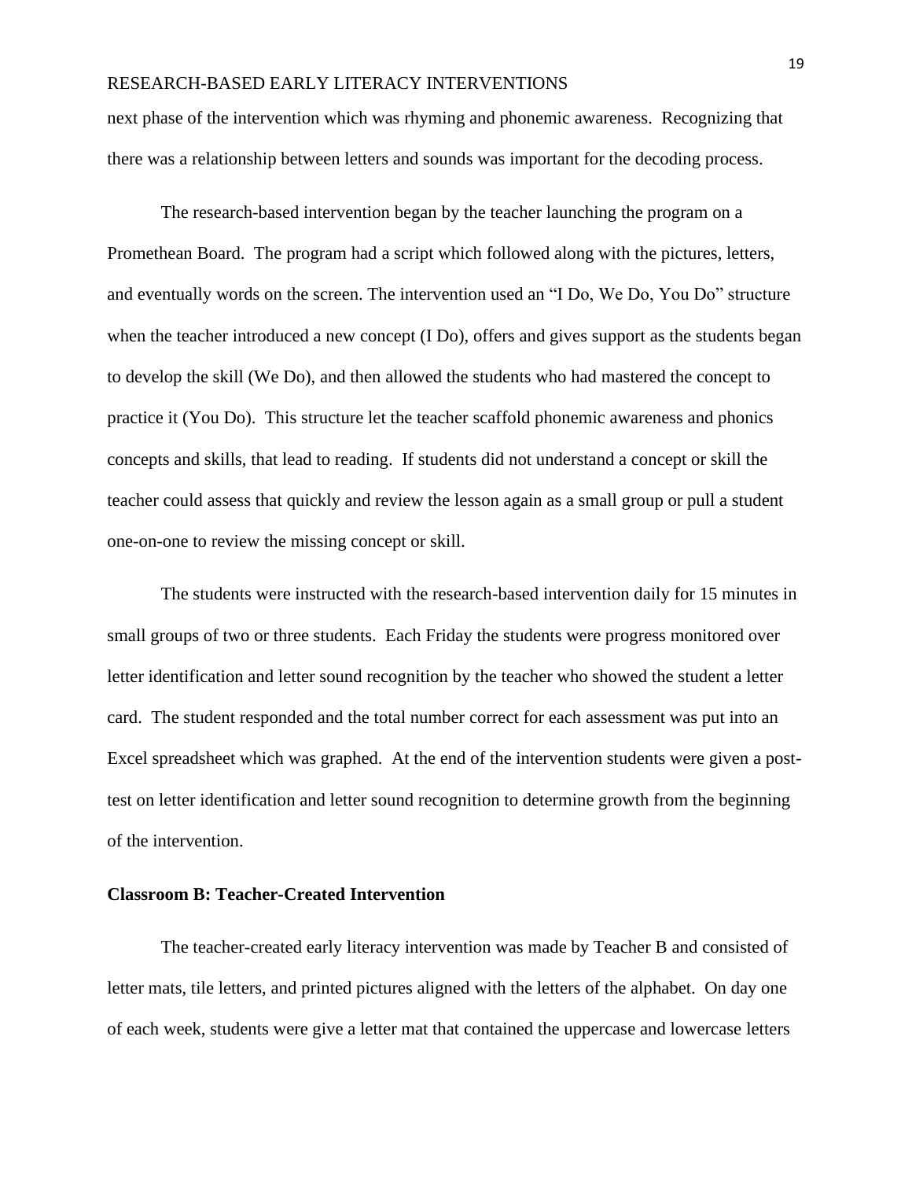next phase of the intervention which was rhyming and phonemic awareness. Recognizing that there was a relationship between letters and sounds was important for the decoding process.

The research-based intervention began by the teacher launching the program on a Promethean Board. The program had a script which followed along with the pictures, letters, and eventually words on the screen. The intervention used an "I Do, We Do, You Do" structure when the teacher introduced a new concept (I Do), offers and gives support as the students began to develop the skill (We Do), and then allowed the students who had mastered the concept to practice it (You Do). This structure let the teacher scaffold phonemic awareness and phonics concepts and skills, that lead to reading. If students did not understand a concept or skill the teacher could assess that quickly and review the lesson again as a small group or pull a student one-on-one to review the missing concept or skill.

The students were instructed with the research-based intervention daily for 15 minutes in small groups of two or three students. Each Friday the students were progress monitored over letter identification and letter sound recognition by the teacher who showed the student a letter card. The student responded and the total number correct for each assessment was put into an Excel spreadsheet which was graphed. At the end of the intervention students were given a post-test on letter identification and letter sound recognition to determine growth from the beginning of the intervention.

**Classroom B: Teacher-Created Intervention**

The teacher-created early literacy intervention was made by Teacher B and consisted of letter mats, tile letters, and printed pictures aligned with the letters of the alphabet. On day one of each week, students were give a letter mat that contained the uppercase and lowercase letters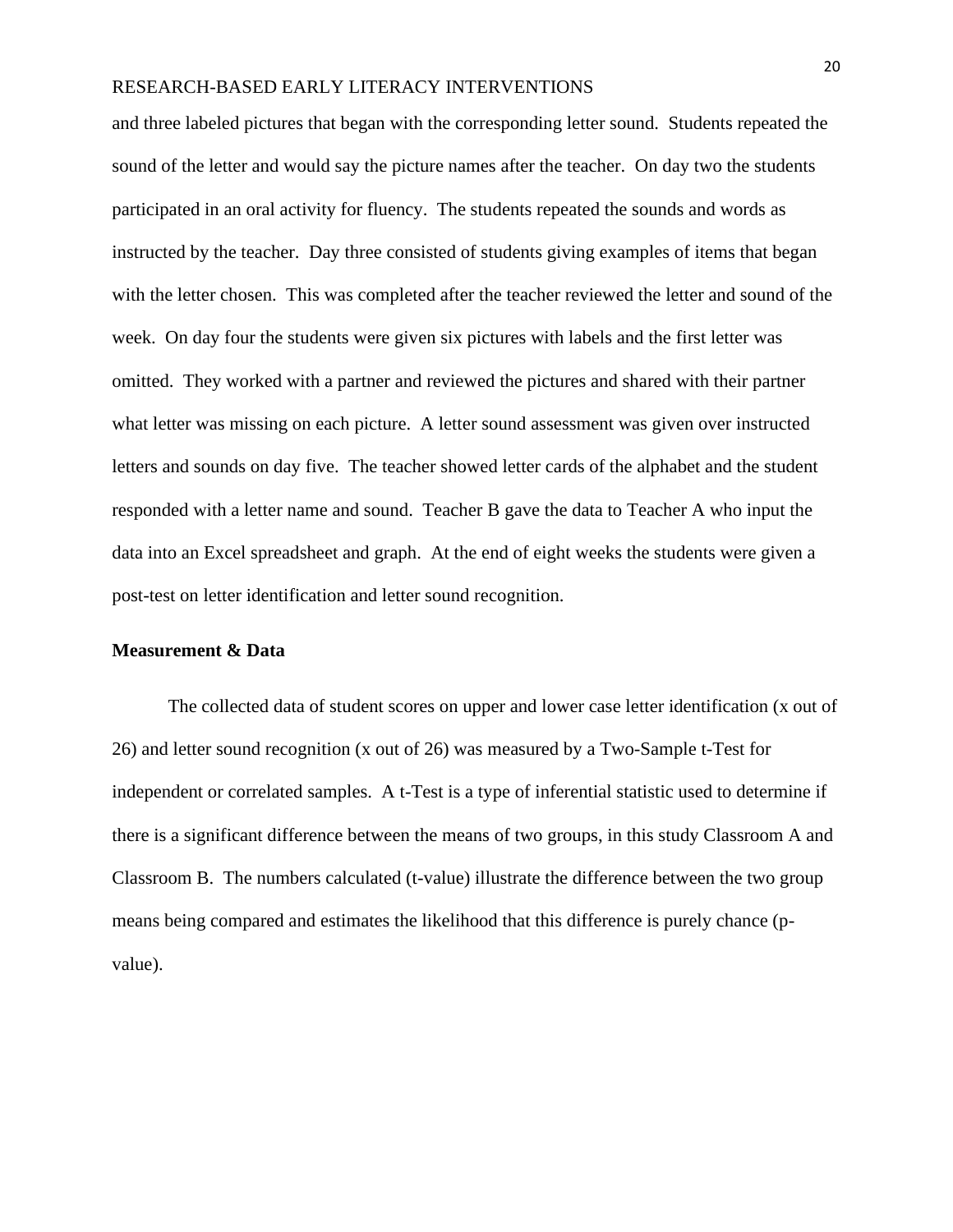and three labeled pictures that began with the corresponding letter sound. Students repeated the sound of the letter and would say the picture names after the teacher. On day two the students participated in an oral activity for fluency. The students repeated the sounds and words as instructed by the teacher. Day three consisted of students giving examples of items that began with the letter chosen. This was completed after the teacher reviewed the letter and sound of the week. On day four the students were given six pictures with labels and the first letter was omitted. They worked with a partner and reviewed the pictures and shared with their partner what letter was missing on each picture. A letter sound assessment was given over instructed letters and sounds on day five. The teacher showed letter cards of the alphabet and the student responded with a letter name and sound. Teacher B gave the data to Teacher A who input the data into an Excel spreadsheet and graph. At the end of eight weeks the students were given a post-test on letter identification and letter sound recognition.

**Measurement & Data**

The collected data of student scores on upper and lower case letter identification (x out of 26) and letter sound recognition (x out of 26) was measured by a Two-Sample t-Test for independent or correlated samples. A t-Test is a type of inferential statistic used to determine if there is a significant difference between the means of two groups, in this study Classroom A and Classroom B. The numbers calculated (t-value) illustrate the difference between the two group means being compared and estimates the likelihood that this difference is purely chance (p-value).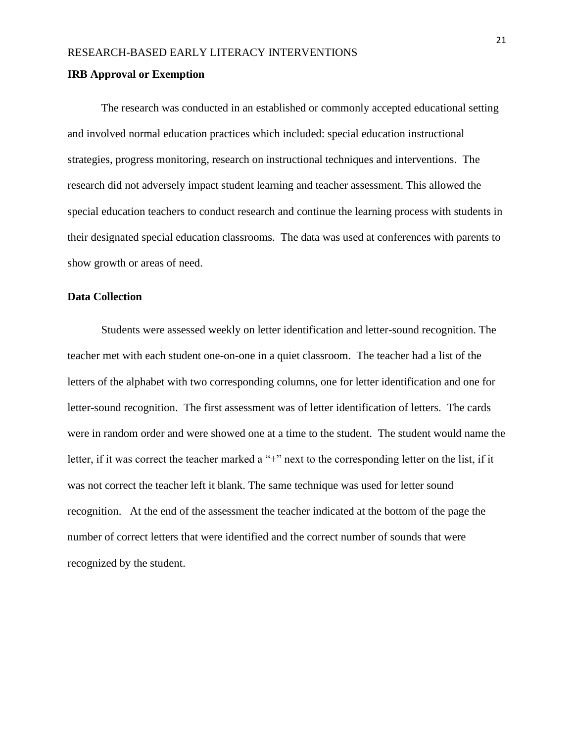## IRB Approval or Exemption

The research was conducted in an established or commonly accepted educational setting and involved normal education practices which included: special education instructional strategies, progress monitoring, research on instructional techniques and interventions. The research did not adversely impact student learning and teacher assessment. This allowed the special education teachers to conduct research and continue the learning process with students in their designated special education classrooms. The data was used at conferences with parents to show growth or areas of need.

## Data Collection

Students were assessed weekly on letter identification and letter-sound recognition. The teacher met with each student one-on-one in a quiet classroom. The teacher had a list of the letters of the alphabet with two corresponding columns, one for letter identification and one for letter-sound recognition. The first assessment was of letter identification of letters. The cards were in random order and were showed one at a time to the student. The student would name the letter, if it was correct the teacher marked a "+" next to the corresponding letter on the list, if it was not correct the teacher left it blank. The same technique was used for letter sound recognition. At the end of the assessment the teacher indicated at the bottom of the page the number of correct letters that were identified and the correct number of sounds that were recognized by the student.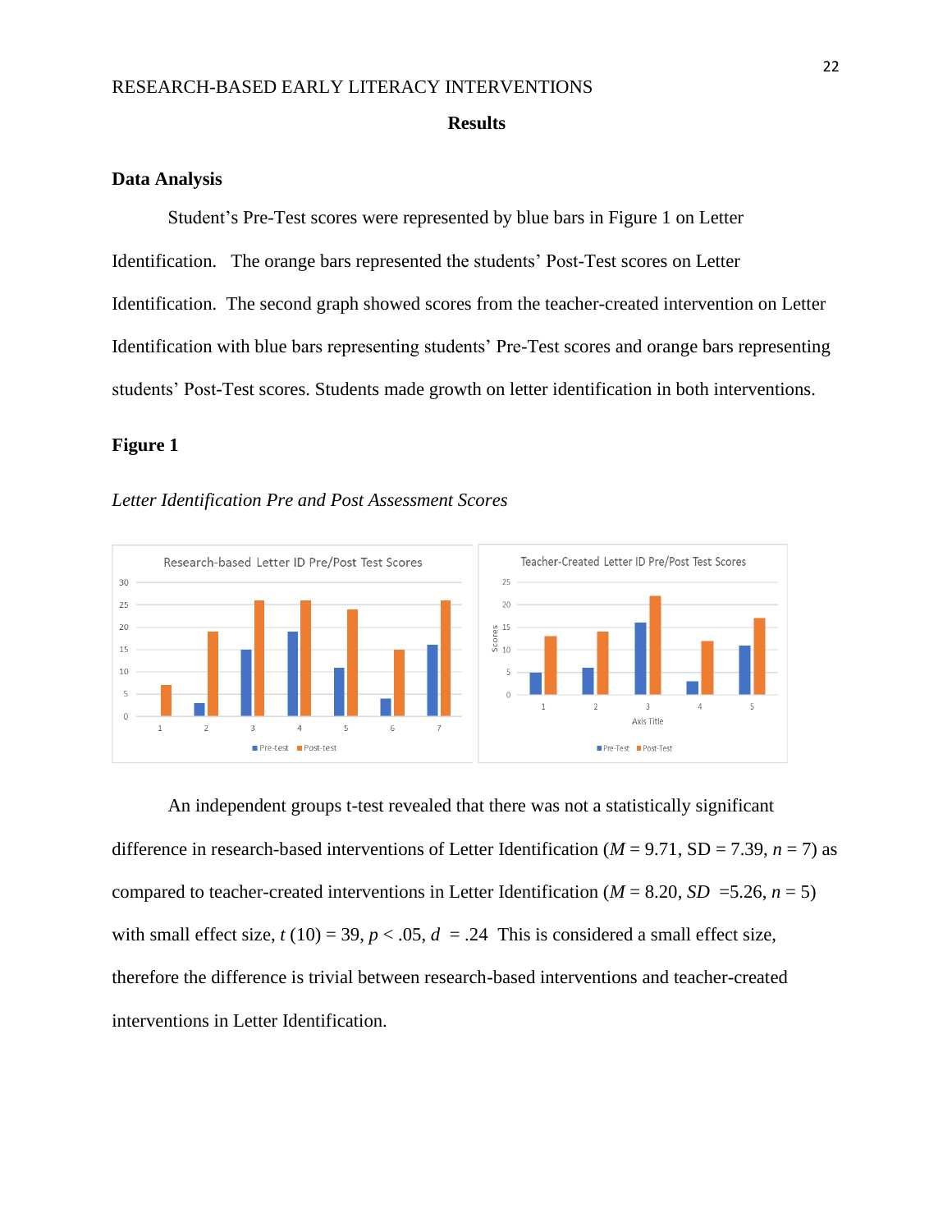## Results

### Data Analysis

Student's Pre-Test scores were represented by blue bars in Figure 1 on Letter Identification. The orange bars represented the students' Post-Test scores on Letter Identification. The second graph showed scores from the teacher-created intervention on Letter Identification with blue bars representing students' Pre-Test scores and orange bars representing students' Post-Test scores. Students made growth on letter identification in both interventions.

**Figure 1**

*Letter Identification Pre and Post Assessment Scores*

An independent groups t-test revealed that there was not a statistically significant difference in research-based interventions of Letter Identification ($M$ = 9.71, SD = 7.39, $n$ = 7) as compared to teacher-created interventions in Letter Identification ($M$ = 8.20, $SD$ =5.26, $n$ = 5) with small effect size, $t$ (10) = 39, $p$ < .05, $d$ = .24 This is considered a small effect size, therefore the difference is trivial between research-based interventions and teacher-created interventions in Letter Identification.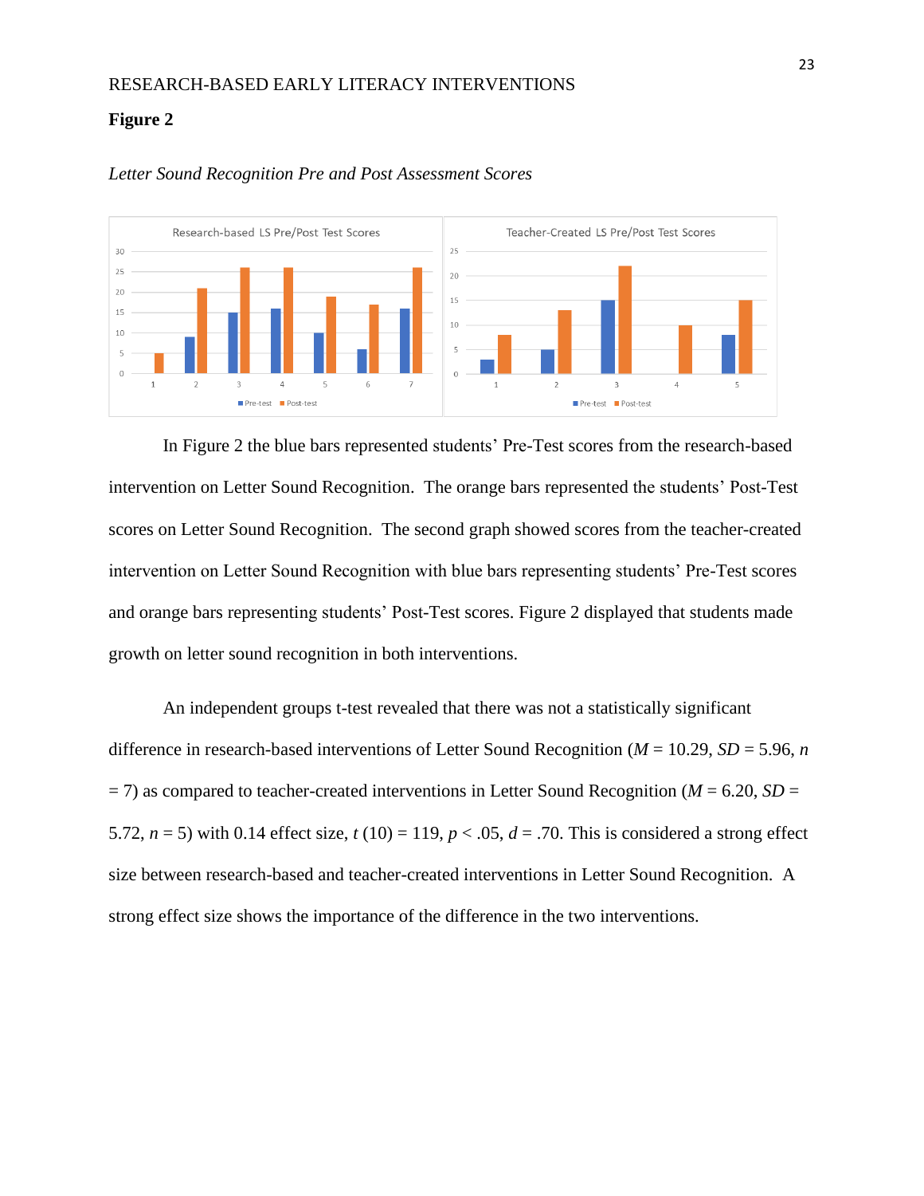**Figure 2**

*Letter Sound Recognition Pre and Post Assessment Scores*

In Figure 2 the blue bars represented students' Pre-Test scores from the research-based intervention on Letter Sound Recognition. The orange bars represented the students' Post-Test scores on Letter Sound Recognition. The second graph showed scores from the teacher-created intervention on Letter Sound Recognition with blue bars representing students' Pre-Test scores and orange bars representing students' Post-Test scores. Figure 2 displayed that students made growth on letter sound recognition in both interventions.

An independent groups t-test revealed that there was not a statistically significant difference in research-based interventions of Letter Sound Recognition ($M$ = 10.29, $SD$ = 5.96, $n$ = 7) as compared to teacher-created interventions in Letter Sound Recognition ($M$ = 6.20, $SD$ = 5.72, $n$ = 5) with 0.14 effect size, $t$ (10) = 119, $p < .05$, $d$ = .70. This is considered a strong effect size between research-based and teacher-created interventions in Letter Sound Recognition. A strong effect size shows the importance of the difference in the two interventions.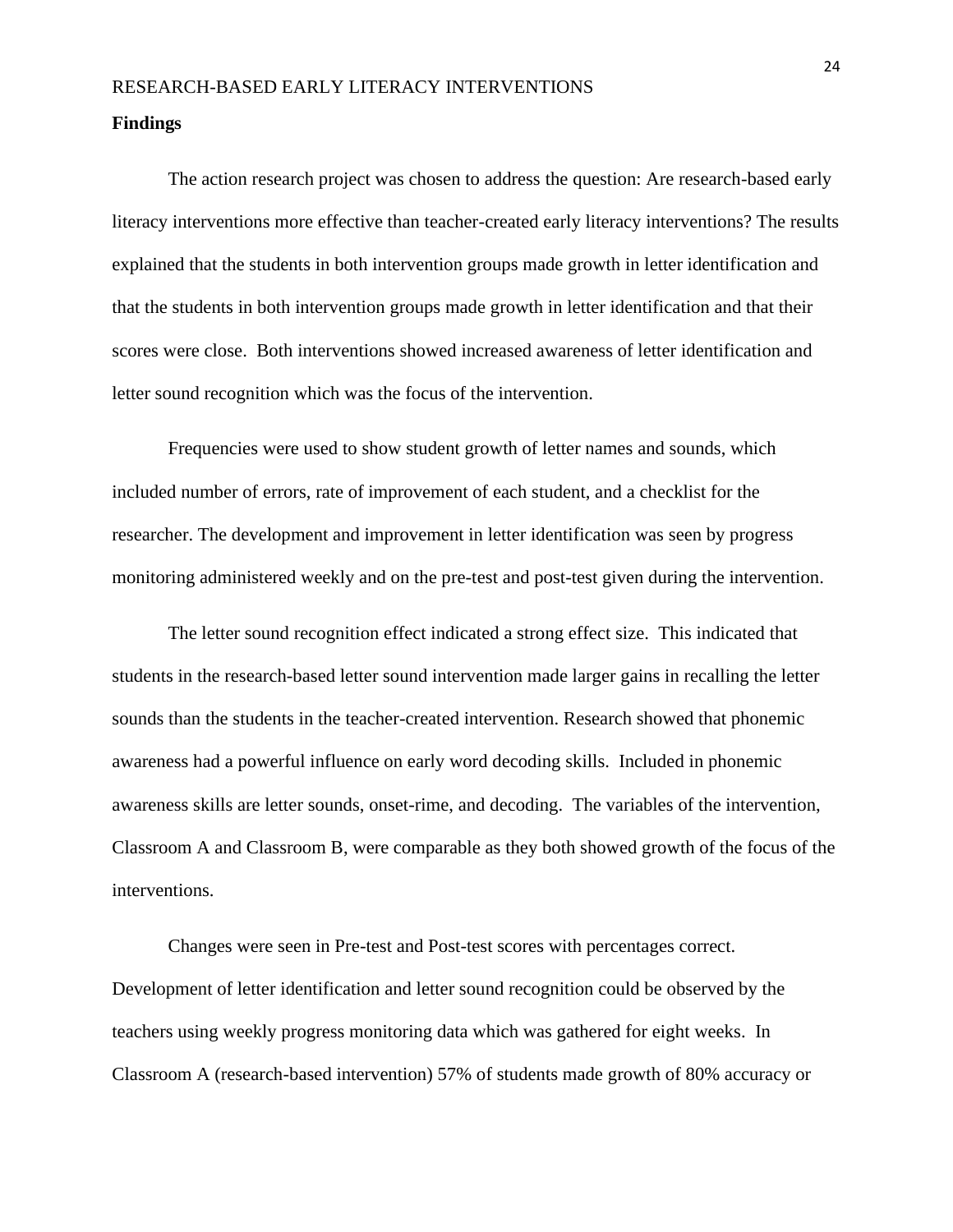**Findings**

The action research project was chosen to address the question: Are research-based early literacy interventions more effective than teacher-created early literacy interventions? The results explained that the students in both intervention groups made growth in letter identification and that the students in both intervention groups made growth in letter identification and that their scores were close. Both interventions showed increased awareness of letter identification and letter sound recognition which was the focus of the intervention.

Frequencies were used to show student growth of letter names and sounds, which included number of errors, rate of improvement of each student, and a checklist for the researcher. The development and improvement in letter identification was seen by progress monitoring administered weekly and on the pre-test and post-test given during the intervention.

The letter sound recognition effect indicated a strong effect size. This indicated that students in the research-based letter sound intervention made larger gains in recalling the letter sounds than the students in the teacher-created intervention. Research showed that phonemic awareness had a powerful influence on early word decoding skills. Included in phonemic awareness skills are letter sounds, onset-rime, and decoding. The variables of the intervention, Classroom A and Classroom B, were comparable as they both showed growth of the focus of the interventions.

Changes were seen in Pre-test and Post-test scores with percentages correct. Development of letter identification and letter sound recognition could be observed by the teachers using weekly progress monitoring data which was gathered for eight weeks. In Classroom A (research-based intervention) 57% of students made growth of 80% accuracy or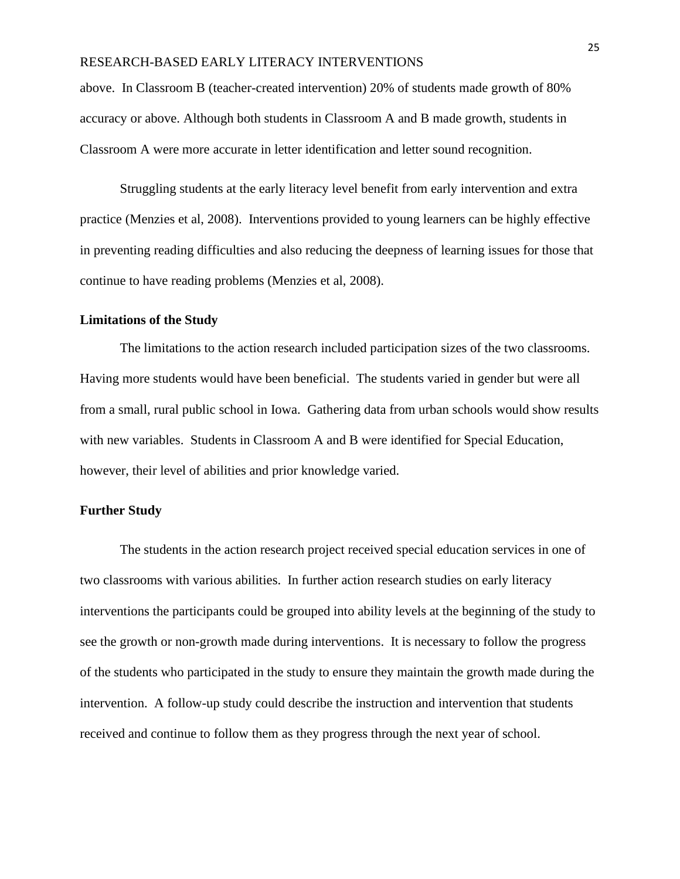above.  In Classroom B (teacher-created intervention) 20% of students made growth of 80% accuracy or above. Although both students in Classroom A and B made growth, students in Classroom A were more accurate in letter identification and letter sound recognition.

Struggling students at the early literacy level benefit from early intervention and extra practice (Menzies et al, 2008).  Interventions provided to young learners can be highly effective in preventing reading difficulties and also reducing the deepness of learning issues for those that continue to have reading problems (Menzies et al, 2008).

**Limitations of the Study**

The limitations to the action research included participation sizes of the two classrooms. Having more students would have been beneficial.  The students varied in gender but were all from a small, rural public school in Iowa.  Gathering data from urban schools would show results with new variables.  Students in Classroom A and B were identified for Special Education, however, their level of abilities and prior knowledge varied.

**Further Study**

The students in the action research project received special education services in one of two classrooms with various abilities.  In further action research studies on early literacy interventions the participants could be grouped into ability levels at the beginning of the study to see the growth or non-growth made during interventions.  It is necessary to follow the progress of the students who participated in the study to ensure they maintain the growth made during the intervention.  A follow-up study could describe the instruction and intervention that students received and continue to follow them as they progress through the next year of school.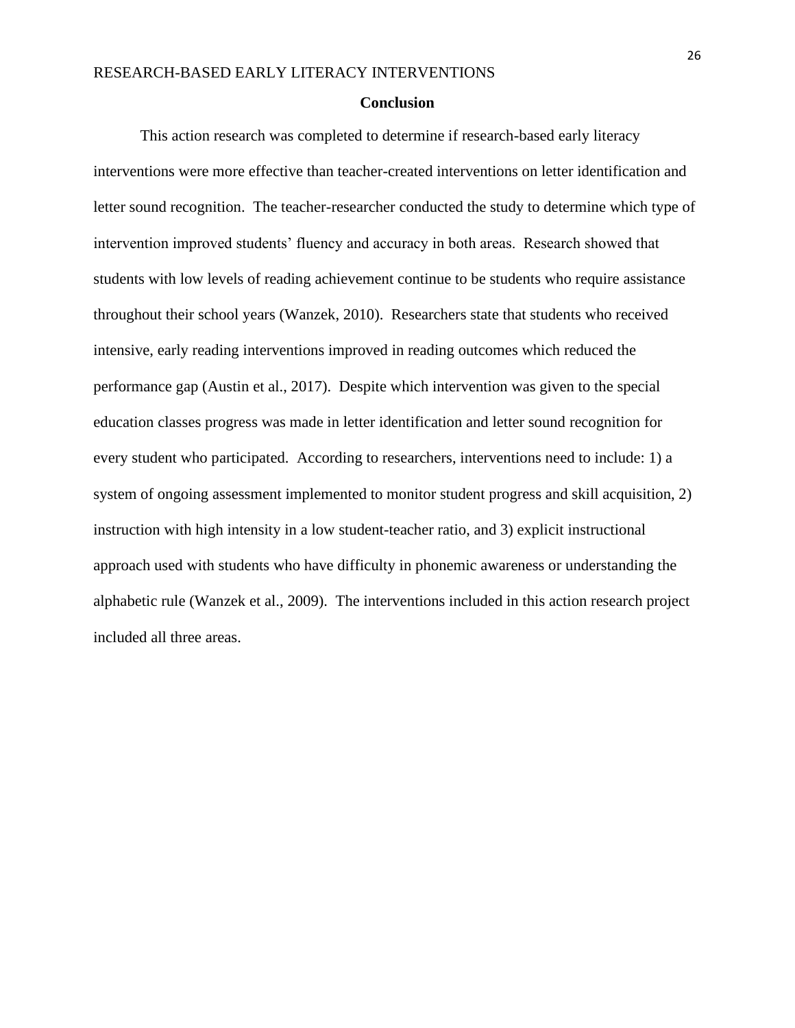## Conclusion

This action research was completed to determine if research-based early literacy interventions were more effective than teacher-created interventions on letter identification and letter sound recognition. The teacher-researcher conducted the study to determine which type of intervention improved students' fluency and accuracy in both areas. Research showed that students with low levels of reading achievement continue to be students who require assistance throughout their school years (Wanzek, 2010). Researchers state that students who received intensive, early reading interventions improved in reading outcomes which reduced the performance gap (Austin et al., 2017). Despite which intervention was given to the special education classes progress was made in letter identification and letter sound recognition for every student who participated. According to researchers, interventions need to include: 1) a system of ongoing assessment implemented to monitor student progress and skill acquisition, 2) instruction with high intensity in a low student-teacher ratio, and 3) explicit instructional approach used with students who have difficulty in phonemic awareness or understanding the alphabetic rule (Wanzek et al., 2009). The interventions included in this action research project included all three areas.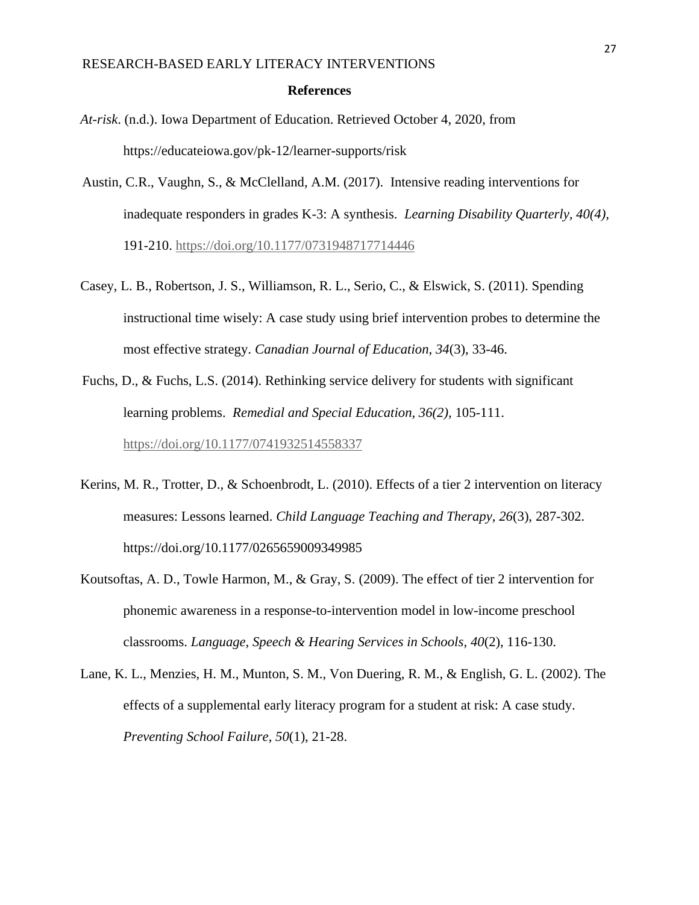## References

*At-risk*. (n.d.). Iowa Department of Education. Retrieved October 4, 2020, from https://educateiowa.gov/pk-12/learner-supports/risk

Austin, C.R., Vaughn, S., & McClelland, A.M. (2017). Intensive reading interventions for inadequate responders in grades K-3: A synthesis. *Learning Disability Quarterly, 40(4)*, 191-210. https://doi.org/10.1177/0731948717714446

Casey, L. B., Robertson, J. S., Williamson, R. L., Serio, C., & Elswick, S. (2011). Spending instructional time wisely: A case study using brief intervention probes to determine the most effective strategy. *Canadian Journal of Education*, *34*(3), 33-46.

Fuchs, D., & Fuchs, L.S. (2014). Rethinking service delivery for students with significant learning problems. *Remedial and Special Education, 36(2),* 105-111. https://doi.org/10.1177/0741932514558337

Kerins, M. R., Trotter, D., & Schoenbrodt, L. (2010). Effects of a tier 2 intervention on literacy measures: Lessons learned. *Child Language Teaching and Therapy*, *26*(3), 287-302. https://doi.org/10.1177/0265659009349985

Koutsoftas, A. D., Towle Harmon, M., & Gray, S. (2009). The effect of tier 2 intervention for phonemic awareness in a response-to-intervention model in low-income preschool classrooms. *Language, Speech & Hearing Services in Schools*, *40*(2), 116-130.

Lane, K. L., Menzies, H. M., Munton, S. M., Von Duering, R. M., & English, G. L. (2002). The effects of a supplemental early literacy program for a student at risk: A case study. *Preventing School Failure*, *50*(1), 21-28.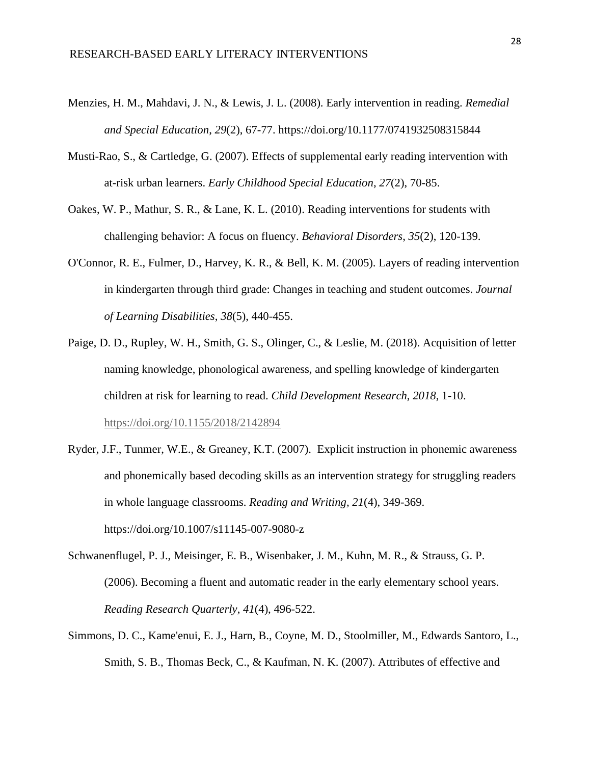Menzies, H. M., Mahdavi, J. N., & Lewis, J. L. (2008). Early intervention in reading. *Remedial and Special Education*, *29*(2), 67-77. https://doi.org/10.1177/0741932508315844

Musti-Rao, S., & Cartledge, G. (2007). Effects of supplemental early reading intervention with at-risk urban learners. *Early Childhood Special Education*, *27*(2), 70-85.

Oakes, W. P., Mathur, S. R., & Lane, K. L. (2010). Reading interventions for students with challenging behavior: A focus on fluency. *Behavioral Disorders*, *35*(2), 120-139.

O'Connor, R. E., Fulmer, D., Harvey, K. R., & Bell, K. M. (2005). Layers of reading intervention in kindergarten through third grade: Changes in teaching and student outcomes. *Journal of Learning Disabilities*, *38*(5), 440-455.

Paige, D. D., Rupley, W. H., Smith, G. S., Olinger, C., & Leslie, M. (2018). Acquisition of letter naming knowledge, phonological awareness, and spelling knowledge of kindergarten children at risk for learning to read. *Child Development Research*, *2018*, 1-10. https://doi.org/10.1155/2018/2142894

Ryder, J.F., Tunmer, W.E., & Greaney, K.T. (2007). Explicit instruction in phonemic awareness and phonemically based decoding skills as an intervention strategy for struggling readers in whole language classrooms. *Reading and Writing*, *21*(4), 349-369. https://doi.org/10.1007/s11145-007-9080-z

Schwanenflugel, P. J., Meisinger, E. B., Wisenbaker, J. M., Kuhn, M. R., & Strauss, G. P. (2006). Becoming a fluent and automatic reader in the early elementary school years. *Reading Research Quarterly*, *41*(4), 496-522.

Simmons, D. C., Kame'enui, E. J., Harn, B., Coyne, M. D., Stoolmiller, M., Edwards Santoro, L., Smith, S. B., Thomas Beck, C., & Kaufman, N. K. (2007). Attributes of effective and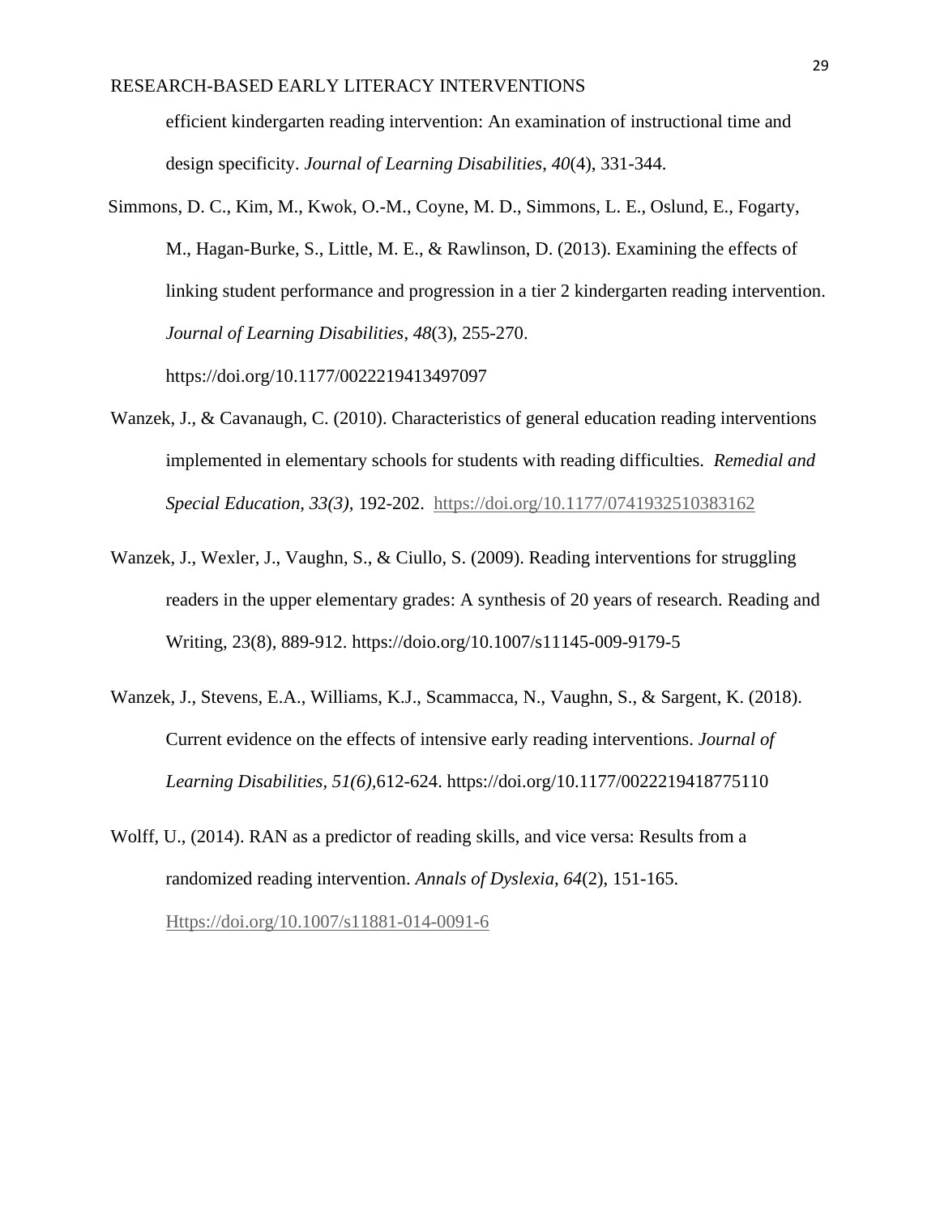efficient kindergarten reading intervention: An examination of instructional time and design specificity. *Journal of Learning Disabilities*, *40*(4), 331-344.

Simmons, D. C., Kim, M., Kwok, O.-M., Coyne, M. D., Simmons, L. E., Oslund, E., Fogarty, M., Hagan-Burke, S., Little, M. E., & Rawlinson, D. (2013). Examining the effects of linking student performance and progression in a tier 2 kindergarten reading intervention. *Journal of Learning Disabilities*, *48*(3), 255-270. https://doi.org/10.1177/0022219413497097

Wanzek, J., & Cavanaugh, C. (2010). Characteristics of general education reading interventions implemented in elementary schools for students with reading difficulties. *Remedial and Special Education, 33(3),* 192-202. https://doi.org/10.1177/0741932510383162

Wanzek, J., Wexler, J., Vaughn, S., & Ciullo, S. (2009). Reading interventions for struggling readers in the upper elementary grades: A synthesis of 20 years of research. Reading and Writing, 23(8), 889-912. https://doio.org/10.1007/s11145-009-9179-5

Wanzek, J., Stevens, E.A., Williams, K.J., Scammacca, N., Vaughn, S., & Sargent, K. (2018). Current evidence on the effects of intensive early reading interventions. *Journal of Learning Disabilities, 51(6),*612-624. https://doi.org/10.1177/0022219418775110

Wolff, U., (2014). RAN as a predictor of reading skills, and vice versa: Results from a randomized reading intervention. *Annals of Dyslexia, 64*(2), 151-165. Https://doi.org/10.1007/s11881-014-0091-6